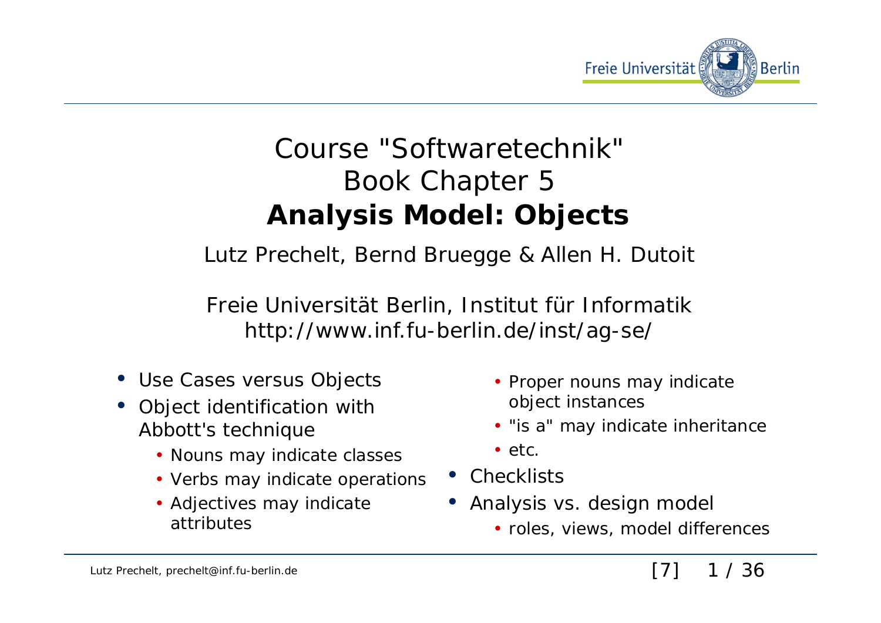Freie Universität Berlin

# Course "Softwaretechnik"
# Book Chapter 5
# **Analysis Model: Objects**

Lutz Prechelt, Bernd Bruegge & Allen H. Dutoit

Freie Universität Berlin, Institut für Informatik
http://www.inf.fu-berlin.de/inst/ag-se/

- Use Cases versus Objects
- Object identification with Abbott's technique
  - Nouns may indicate classes
  - Verbs may indicate operations
  - Adjectives may indicate attributes
  - Proper nouns may indicate object instances
  - "is a" may indicate inheritance
  - etc.
- Checklists
- Analysis vs. design model
  - roles, views, model differences

Lutz Prechelt, prechelt@inf.fu-berlin.de

[7]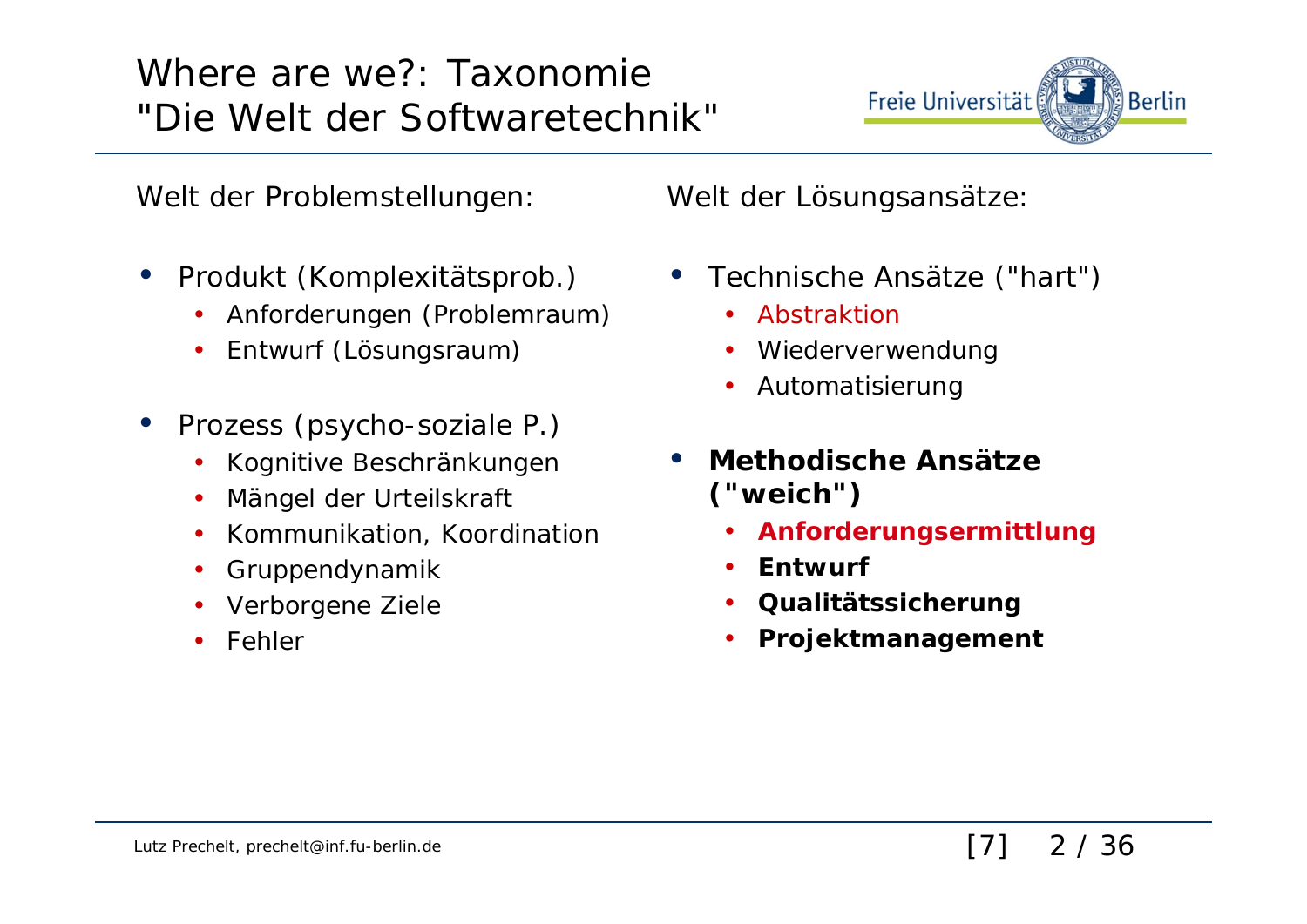# Where are we?: Taxonomie "Die Welt der Softwaretechnik"

Welt der Problemstellungen:

- Produkt (Komplexitätsprob.)
  - Anforderungen (Problemraum)
  - Entwurf (Lösungsraum)
- Prozess (psycho-soziale P.)
  - Kognitive Beschränkungen
  - Mängel der Urteilskraft
  - Kommunikation, Koordination
  - Gruppendynamik
  - Verborgene Ziele
  - Fehler

Welt der Lösungsansätze:

- Technische Ansätze ("hart")
  - Abstraktion
  - Wiederverwendung
  - Automatisierung
- **Methodische Ansätze ("weich")**
  - **Anforderungsermittlung**
  - **Entwurf**
  - **Qualitätssicherung**
  - **Projektmanagement**

[7]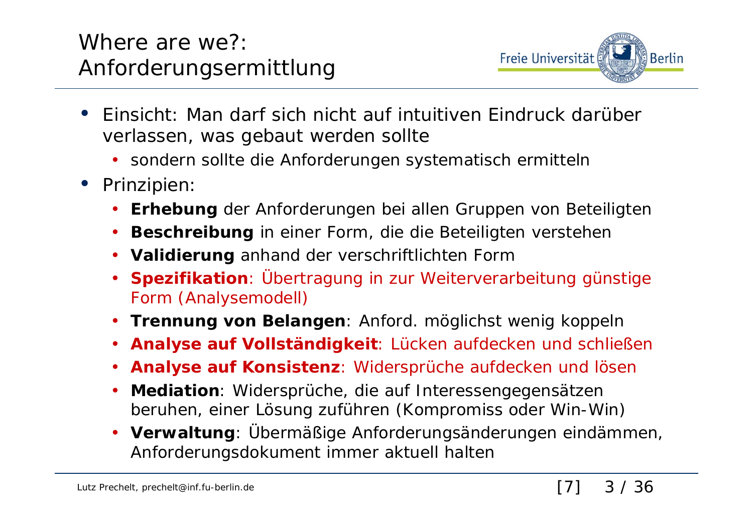# Where are we?: Anforderungsermittlung

- Einsicht: Man darf sich nicht auf intuitiven Eindruck darüber verlassen, was gebaut werden sollte
  - sondern sollte die Anforderungen systematisch ermitteln
- Prinzipien:
  - **Erhebung** der Anforderungen bei allen Gruppen von Beteiligten
  - **Beschreibung** in einer Form, die die Beteiligten verstehen
  - **Validierung** anhand der verschriftlichten Form
  - **Spezifikation**: Übertragung in zur Weiterverarbeitung günstige Form (Analysemodell)
  - **Trennung von Belangen**: Anford. möglichst wenig koppeln
  - **Analyse auf Vollständigkeit**: Lücken aufdecken und schließen
  - **Analyse auf Konsistenz**: Widersprüche aufdecken und lösen
  - **Mediation**: Widersprüche, die auf Interessengegensätzen beruhen, einer Lösung zuführen (Kompromiss oder Win-Win)
  - **Verwaltung**: Übermäßige Anforderungsänderungen eindämmen, Anforderungsdokument immer aktuell halten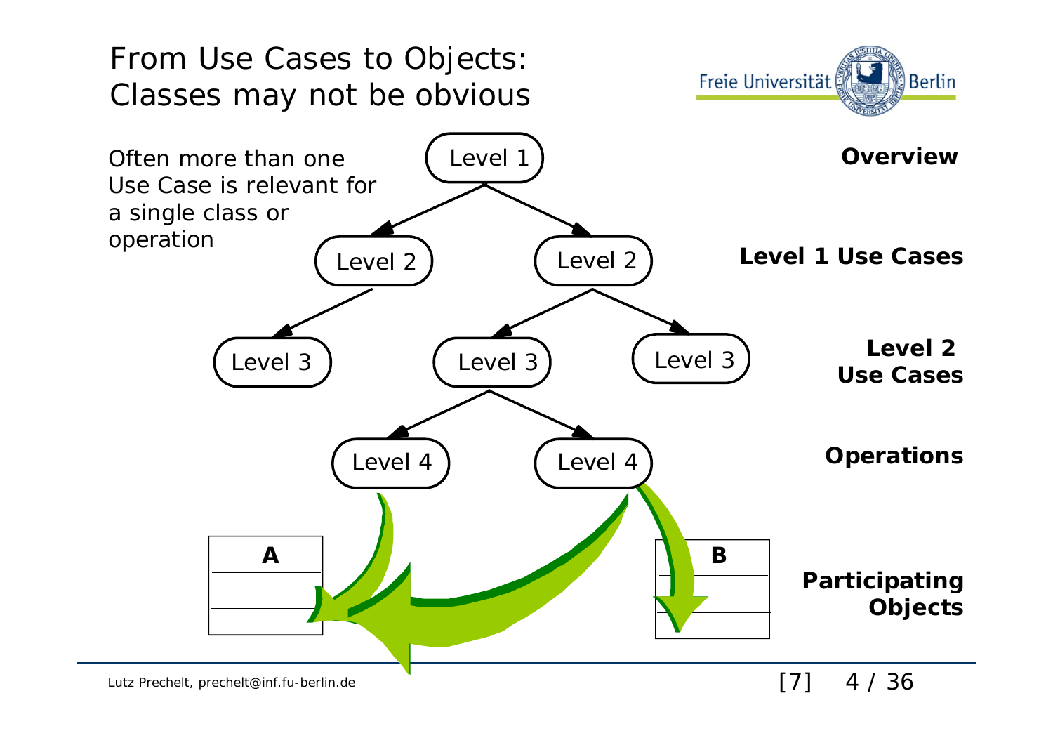# From Use Cases to Objects: Classes may not be obvious

Often more than one Use Case is relevant for a single class or operation

Level 1

Level 2 | Level 2

Level 3 | Level 3 | Level 3

Level 4 | Level 4

A | B

**Overview**

**Level 1 Use Cases**

**Level 2 Use Cases**

**Operations**

**Participating Objects**

[7]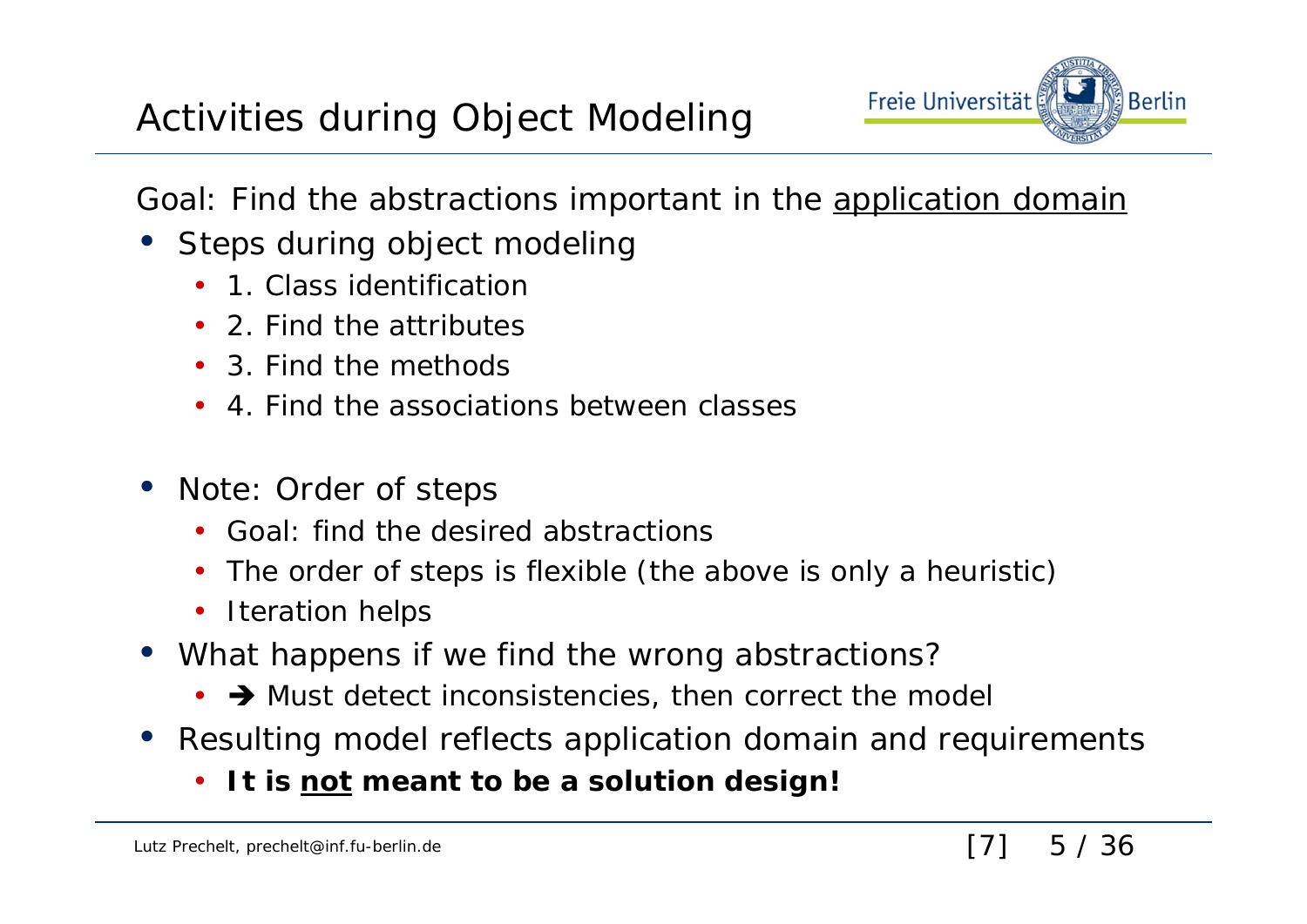# Activities during Object Modeling

Goal: Find the abstractions important in the <u>application domain</u>

- Steps during object modeling
  - 1. Class identification
  - 2. Find the attributes
  - 3. Find the methods
  - 4. Find the associations between classes

- Note: Order of steps
  - Goal: find the desired abstractions
  - The order of steps is flexible (the above is only a heuristic)
  - Iteration helps
- What happens if we find the wrong abstractions?
  - ➔ Must detect inconsistencies, then correct the model
- Resulting model reflects application domain and requirements
  - **It is <u>not</u> meant to be a solution design!**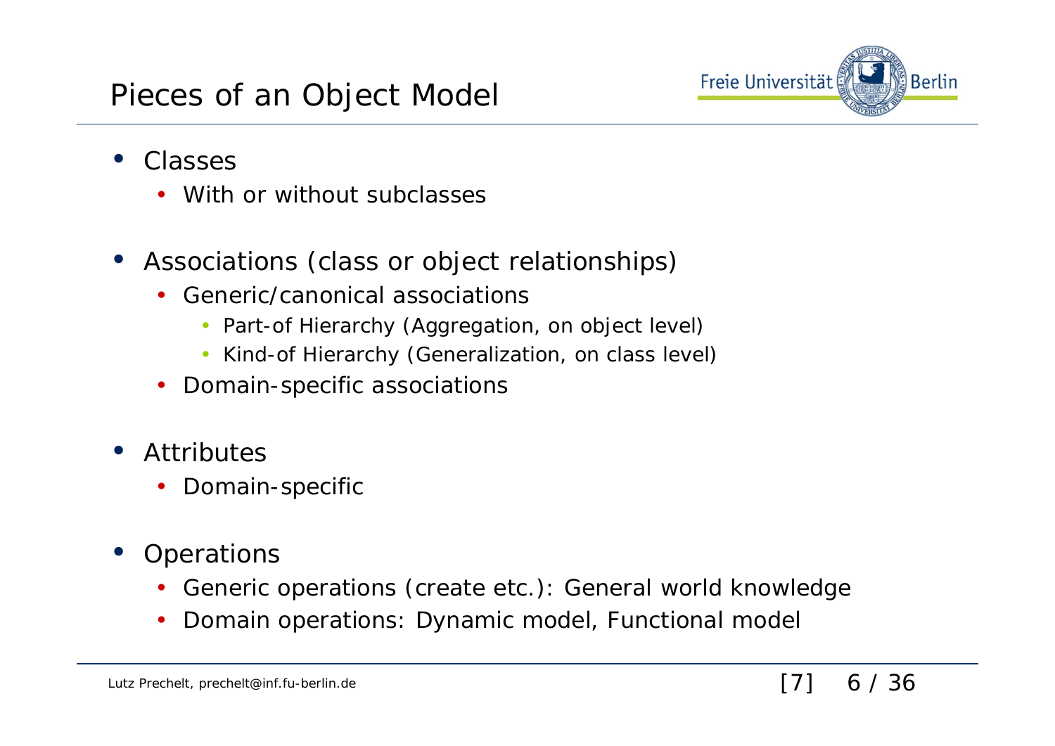# Pieces of an Object Model

- Classes
  - With or without subclasses

- Associations (class or object relationships)
  - Generic/canonical associations
    - Part-of Hierarchy (Aggregation, on object level)
    - Kind-of Hierarchy (Generalization, on class level)
  - Domain-specific associations

- Attributes
  - Domain-specific

- Operations
  - Generic operations (create etc.): General world knowledge
  - Domain operations: Dynamic model, Functional model

[7]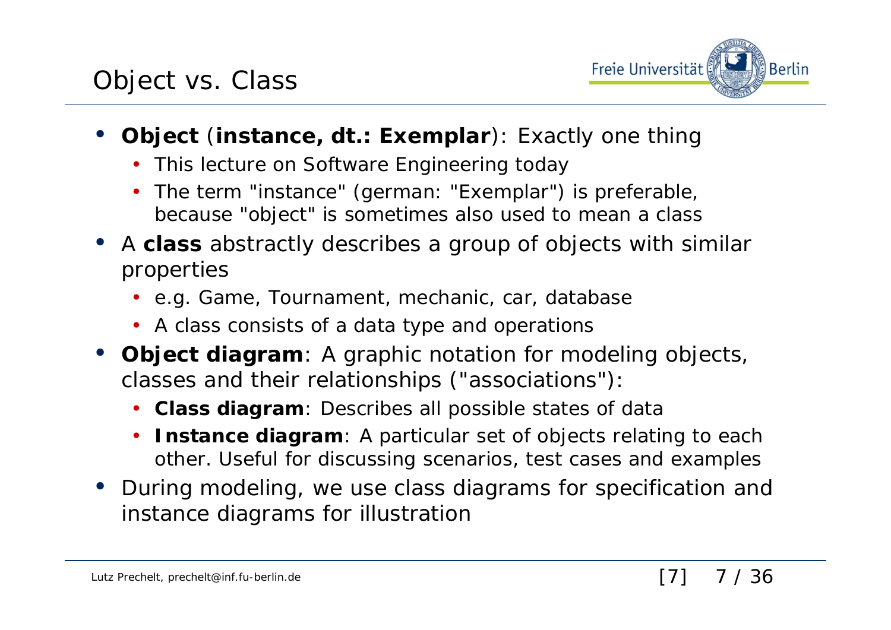# Object vs. Class

- **Object** (**instance, dt.: Exemplar**): Exactly one thing
  - This lecture on Software Engineering today
  - The term "instance" (german: "Exemplar") is preferable, because "object" is sometimes also used to mean a class
- A **class** abstractly describes a group of objects with similar properties
  - e.g. Game, Tournament, mechanic, car, database
  - A class consists of a data type and operations
- **Object diagram**: A graphic notation for modeling objects, classes and their relationships ("associations"):
  - **Class diagram**: Describes all possible states of data
  - **Instance diagram**: A particular set of objects relating to each other. Useful for discussing scenarios, test cases and examples
- During modeling, we use class diagrams for specification and instance diagrams for illustration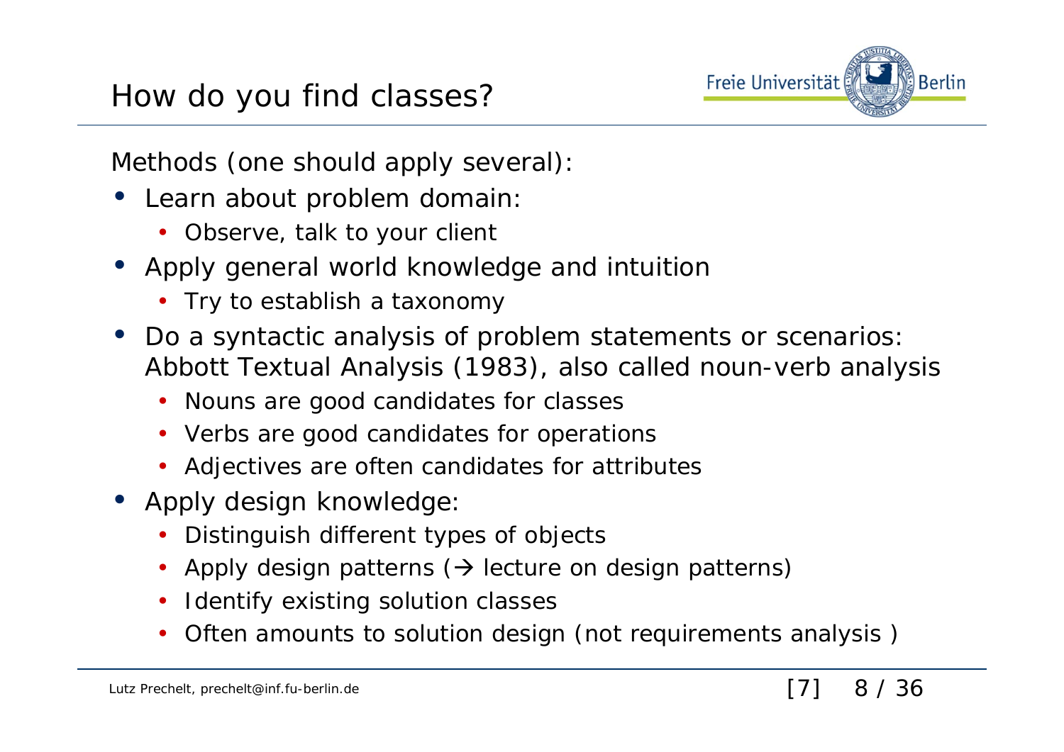# How do you find classes?

Methods (one should apply several):

- Learn about problem domain:
  - Observe, talk to your client
- Apply general world knowledge and intuition
  - Try to establish a taxonomy
- Do a syntactic analysis of problem statements or scenarios: Abbott Textual Analysis (1983), also called noun-verb analysis
  - Nouns are good candidates for classes
  - Verbs are good candidates for operations
  - Adjectives are often candidates for attributes
- Apply design knowledge:
  - Distinguish different types of objects
  - Apply design patterns (→ lecture on design patterns)
  - Identify existing solution classes
  - Often amounts to solution design (not requirements analysis )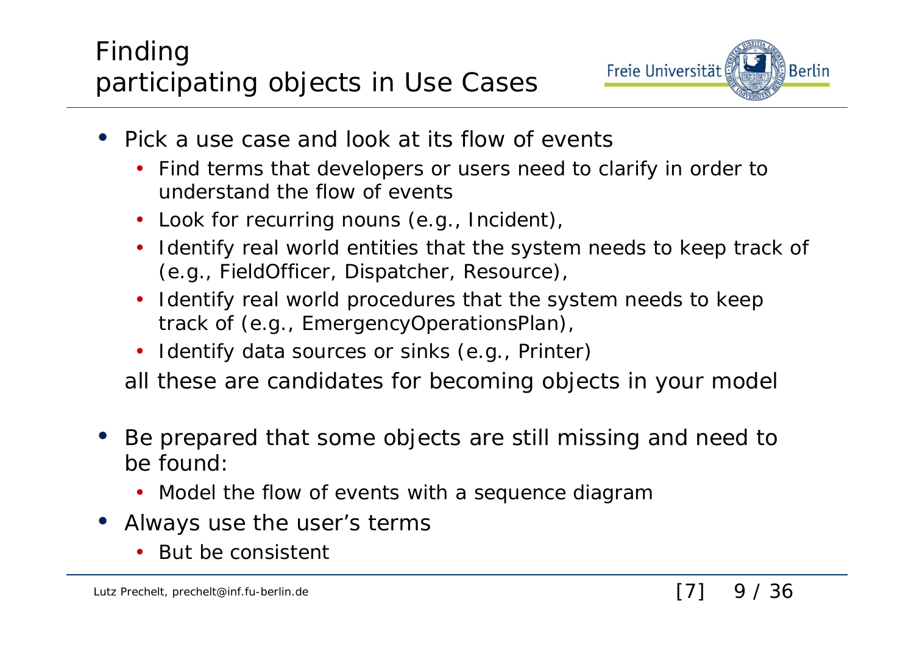# Finding participating objects in Use Cases

- Pick a use case and look at its flow of events
  - Find terms that developers or users need to clarify in order to understand the flow of events
  - Look for recurring nouns (e.g., Incident),
  - Identify real world entities that the system needs to keep track of (e.g., FieldOfficer, Dispatcher, Resource),
  - Identify real world procedures that the system needs to keep track of (e.g., EmergencyOperationsPlan),
  - Identify data sources or sinks (e.g., Printer)

  all these are candidates for becoming objects in your model

- Be prepared that some objects are still missing and need to be found:
  - Model the flow of events with a sequence diagram
- Always use the user's terms
  - But be consistent

[7]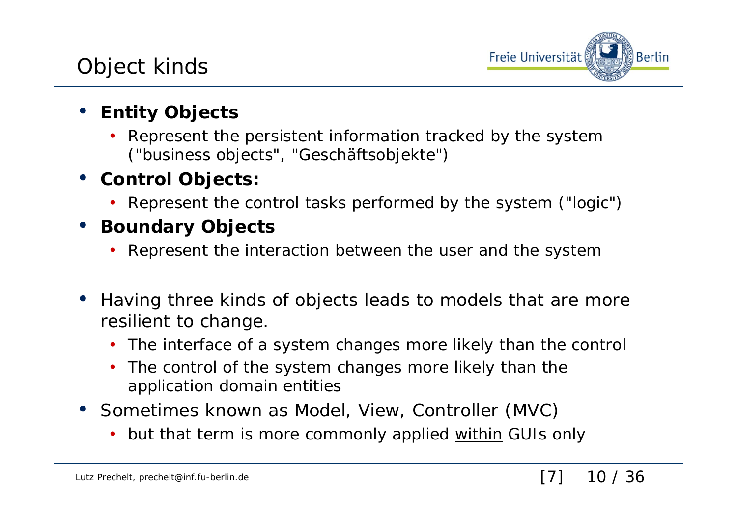# Object kinds

- **Entity Objects**
  - Represent the persistent information tracked by the system ("business objects", "Geschäftsobjekte")
- **Control Objects:**
  - Represent the control tasks performed by the system ("logic")
- **Boundary Objects**
  - Represent the interaction between the user and the system

- Having three kinds of objects leads to models that are more resilient to change.
  - The interface of a system changes more likely than the control
  - The control of the system changes more likely than the application domain entities
- Sometimes known as Model, View, Controller (MVC)
  - but that term is more commonly applied <u>within</u> GUIs only

[7]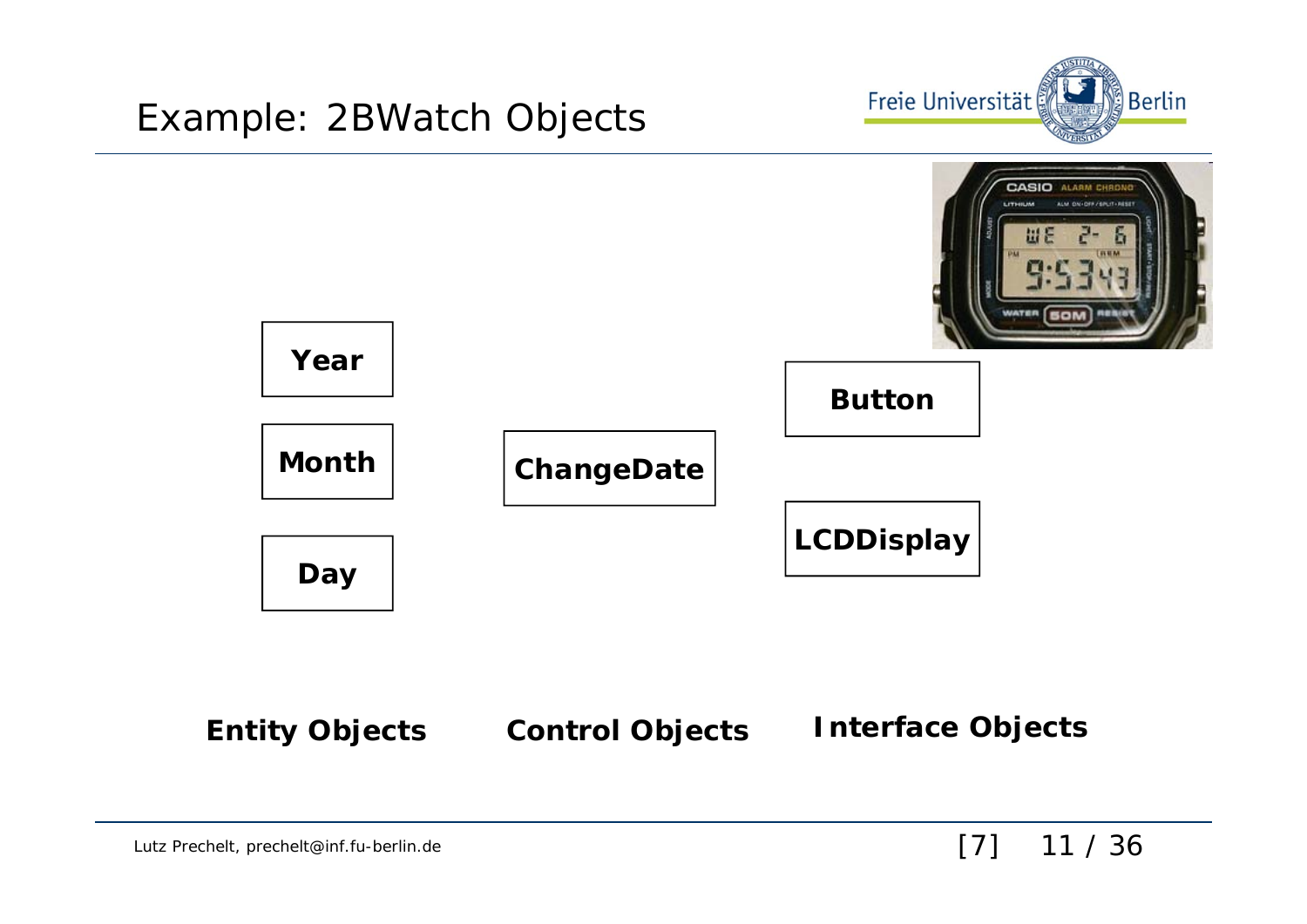# Example: 2BWatch Objects

**Year**

**Month**

**Day**

**ChangeDate**

**Button**

**LCDDisplay**

**Entity Objects** | **Control Objects** | **Interface Objects**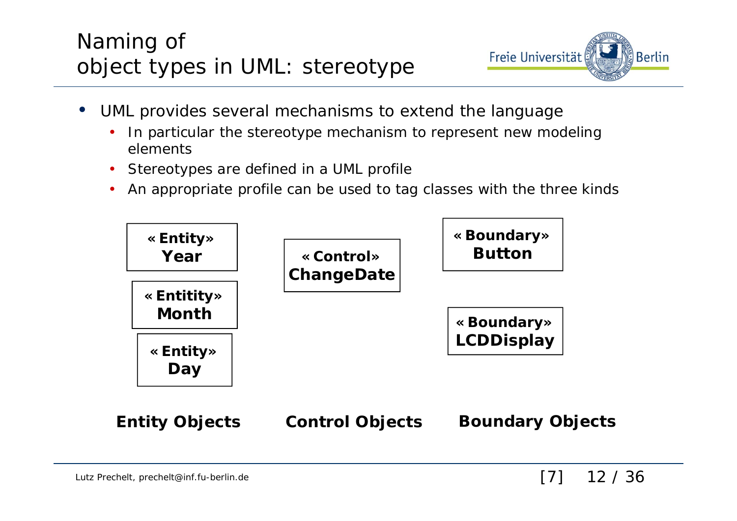# Naming of object types in UML: stereotype

- UML provides several mechanisms to extend the language
  - In particular the stereotype mechanism to represent new modeling elements
  - Stereotypes are defined in a UML profile
  - An appropriate profile can be used to tag classes with the three kinds

**«Entity» Year**

**«Entitity» Month**

**«Entity» Day**

**«Control» ChangeDate**

**«Boundary» Button**

**«Boundary» LCDDisplay**

**Entity Objects** | **Control Objects** | **Boundary Objects**

Lutz Prechelt, prechelt@inf.fu-berlin.de

[7]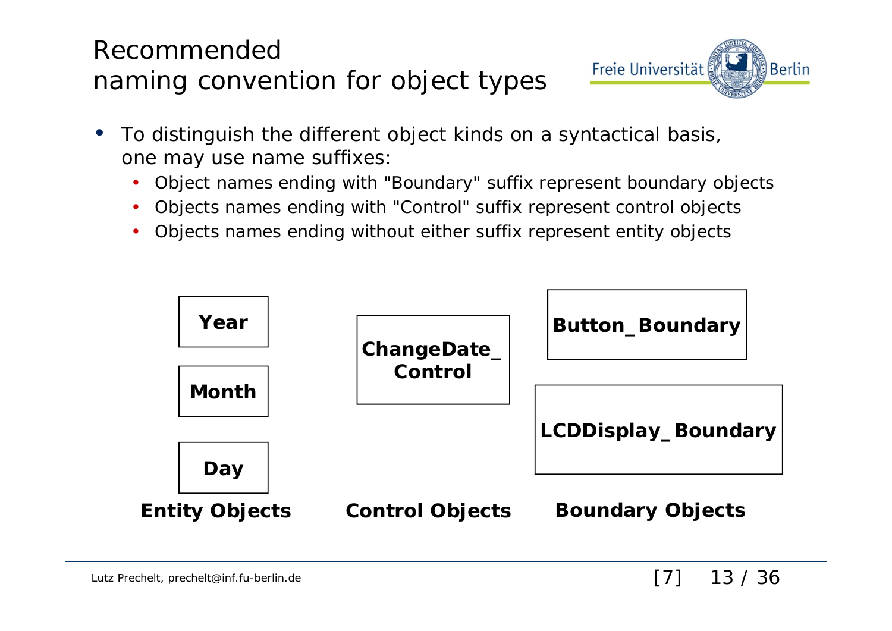# Recommended naming convention for object types

- To distinguish the different object kinds on a syntactical basis, one may use name suffixes:
  - Object names ending with "Boundary" suffix represent boundary objects
  - Objects names ending with "Control" suffix represent control objects
  - Objects names ending without either suffix represent entity objects

| Entity Objects | Control Objects | Boundary Objects |
| --- | --- | --- |
| **Year** | **ChangeDate_Control** | **Button_Boundary** |
| **Month** | | **LCDDisplay_Boundary** |
| **Day** | | |

[7]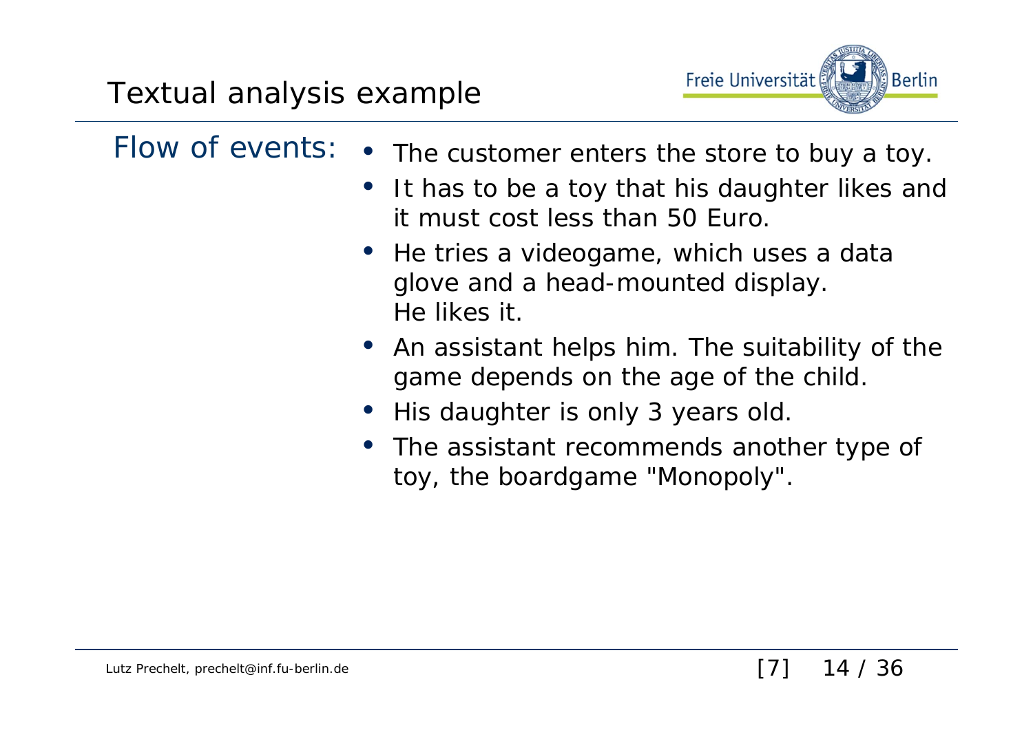# Textual analysis example

**Flow of events:**

- The customer enters the store to buy a toy.
- It has to be a toy that his daughter likes and it must cost less than 50 Euro.
- He tries a videogame, which uses a data glove and a head-mounted display.
  He likes it.
- An assistant helps him. The suitability of the game depends on the age of the child.
- His daughter is only 3 years old.
- The assistant recommends another type of toy, the boardgame "Monopoly".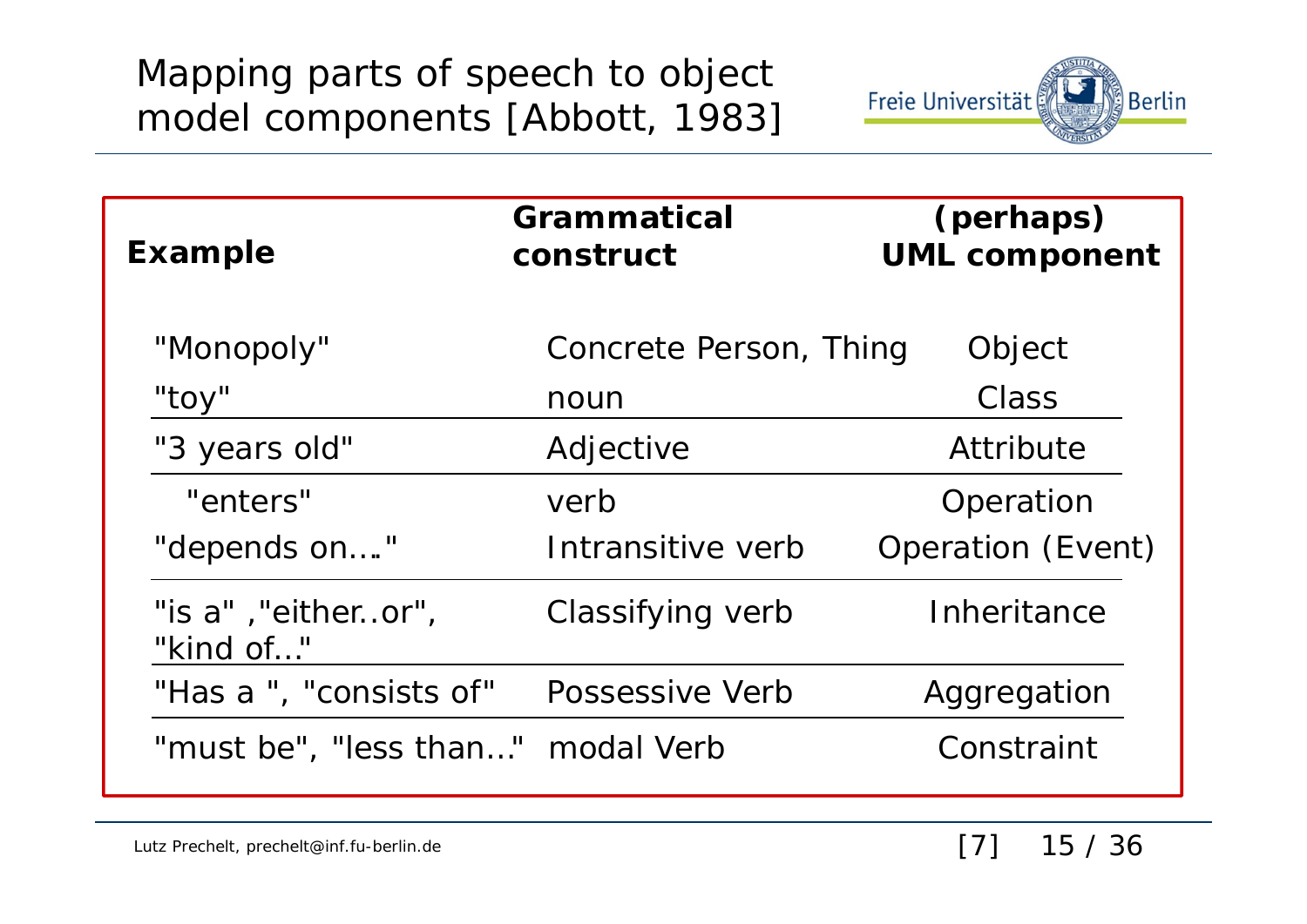# Mapping parts of speech to object model components [Abbott, 1983]

| Example | Grammatical construct | (perhaps) UML component |
|---|---|---|
| "Monopoly" | Concrete Person, Thing | Object |
| "toy" | noun | Class |
| "3 years old" | Adjective | Attribute |
| "enters" | verb | Operation |
| "depends on…." | Intransitive verb | Operation (Event) |
| "is a" ,"either..or", "kind of…" | Classifying verb | Inheritance |
| "Has a ", "consists of" | Possessive Verb | Aggregation |
| "must be", "less than…" | modal Verb | Constraint |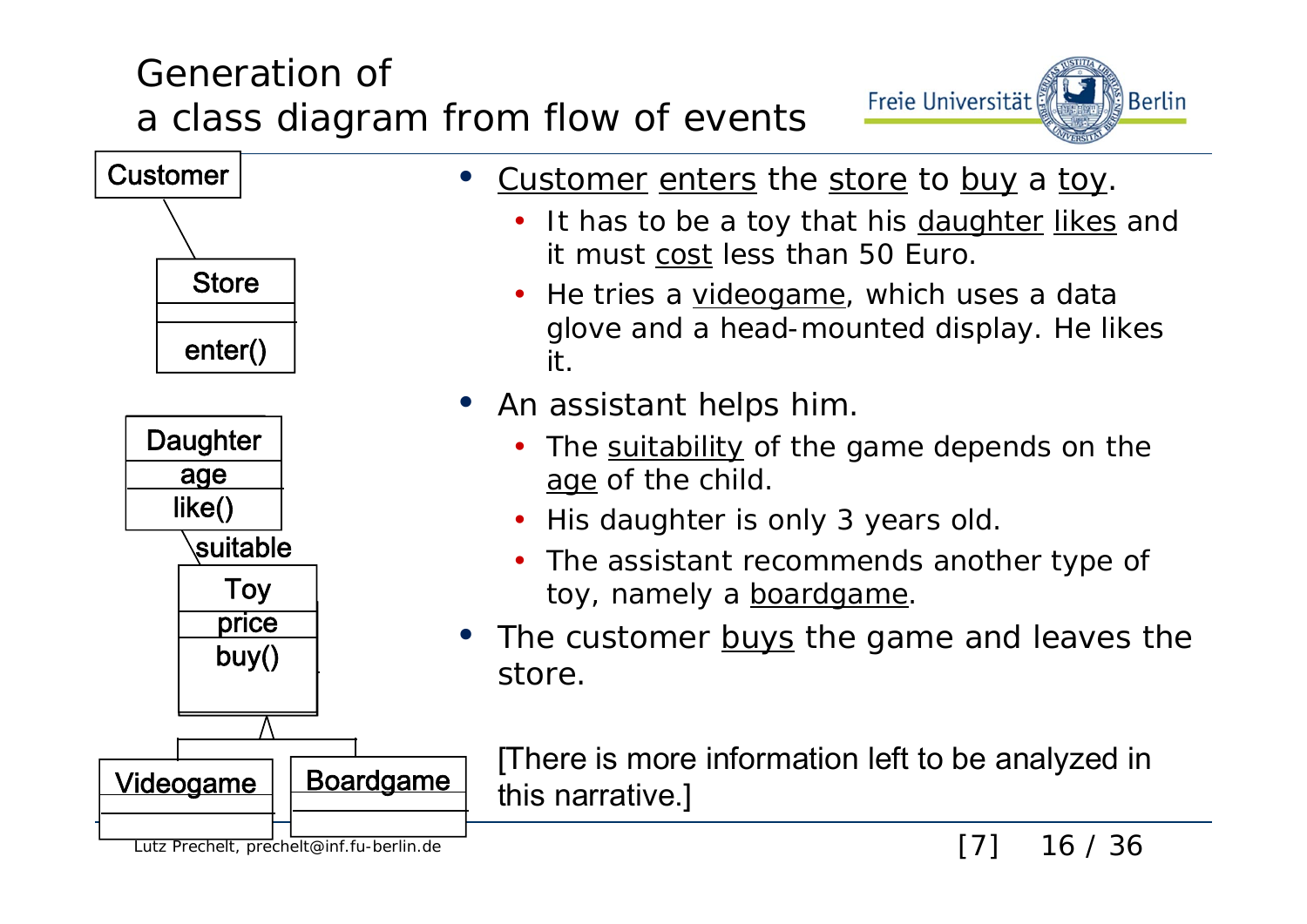# Generation of a class diagram from flow of events

- Customer enters the store to buy a toy.
  - It has to be a toy that his daughter likes and it must cost less than 50 Euro.
  - He tries a videogame, which uses a data glove and a head-mounted display. He likes it.
- An assistant helps him.
  - The suitability of the game depends on the age of the child.
  - His daughter is only 3 years old.
  - The assistant recommends another type of toy, namely a boardgame.
- The customer buys the game and leaves the store.

[There is more information left to be analyzed in this narrative.]

Customer

Store
enter()

Daughter
age
like()

suitable

Toy
price
buy()

Videogame

Boardgame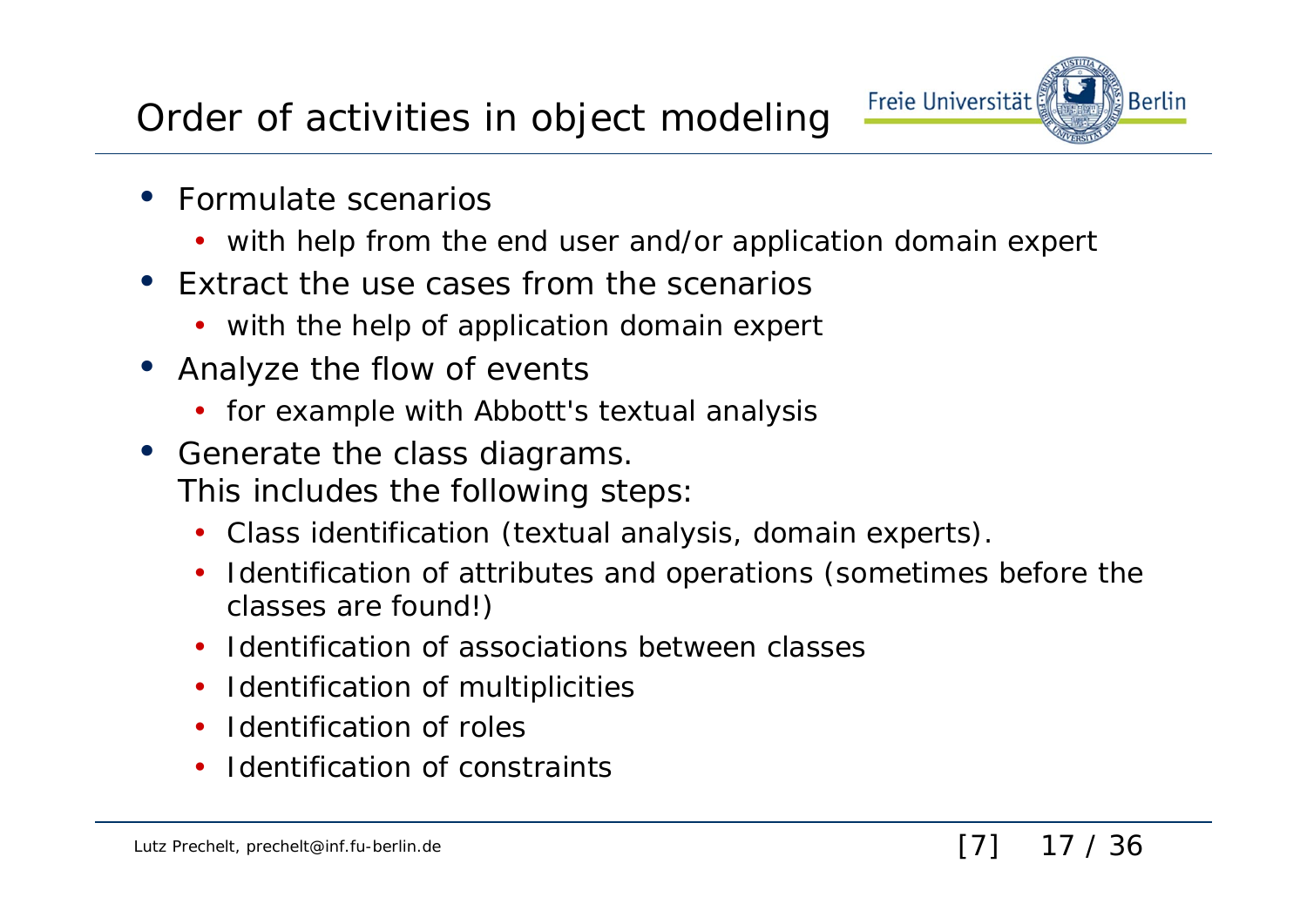# Order of activities in object modeling

- Formulate scenarios
  - with help from the end user and/or application domain expert
- Extract the use cases from the scenarios
  - with the help of application domain expert
- Analyze the flow of events
  - for example with Abbott's textual analysis
- Generate the class diagrams.
  This includes the following steps:
  - Class identification (textual analysis, domain experts).
  - Identification of attributes and operations (sometimes before the classes are found!)
  - Identification of associations between classes
  - Identification of multiplicities
  - Identification of roles
  - Identification of constraints

[7]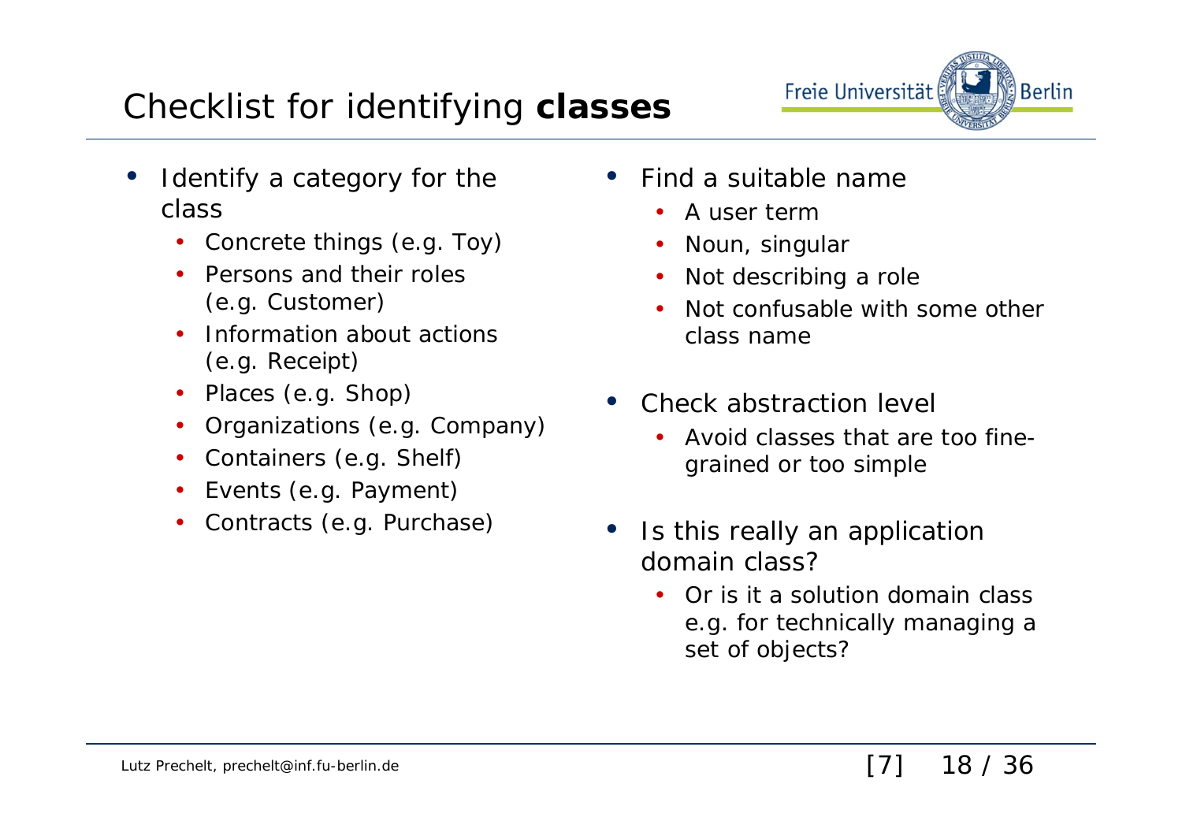# Checklist for identifying **classes**

- Identify a category for the class
  - Concrete things (e.g. Toy)
  - Persons and their roles (e.g. Customer)
  - Information about actions (e.g. Receipt)
  - Places (e.g. Shop)
  - Organizations (e.g. Company)
  - Containers (e.g. Shelf)
  - Events (e.g. Payment)
  - Contracts (e.g. Purchase)
- Find a suitable name
  - A user term
  - Noun, singular
  - Not describing a role
  - Not confusable with some other class name
- Check abstraction level
  - Avoid classes that are too fine-grained or too simple
- Is this really an application domain class?
  - Or is it a solution domain class e.g. for technically managing a set of objects?

[7]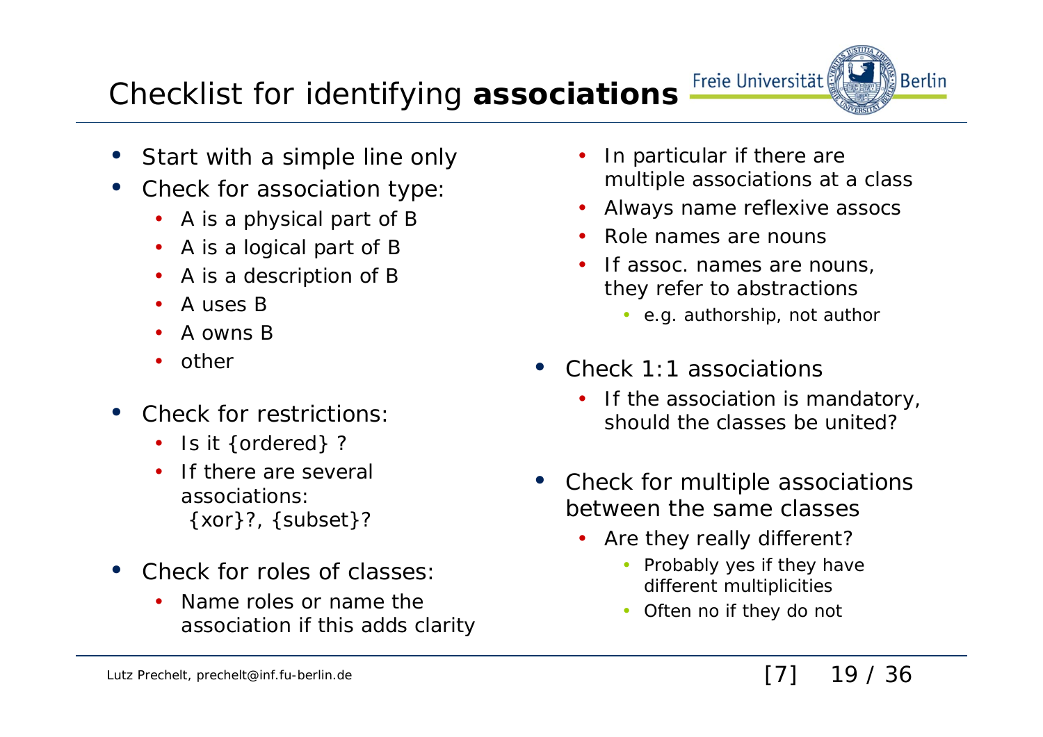# Checklist for identifying **associations**

- Start with a simple line only
- Check for association type:
  - A is a physical part of B
  - A is a logical part of B
  - A is a description of B
  - A uses B
  - A owns B
  - other
- Check for restrictions:
  - Is it {ordered} ?
  - If there are several associations: {xor}?, {subset}?
- Check for roles of classes:
  - Name roles or name the association if this adds clarity
  - In particular if there are multiple associations at a class
  - Always name reflexive assocs
  - Role names are nouns
  - If assoc. names are nouns, they refer to abstractions
    - e.g. authorship, not author
- Check 1:1 associations
  - If the association is mandatory, should the classes be united?
- Check for multiple associations between the same classes
  - Are they really different?
    - Probably yes if they have different multiplicities
    - Often no if they do not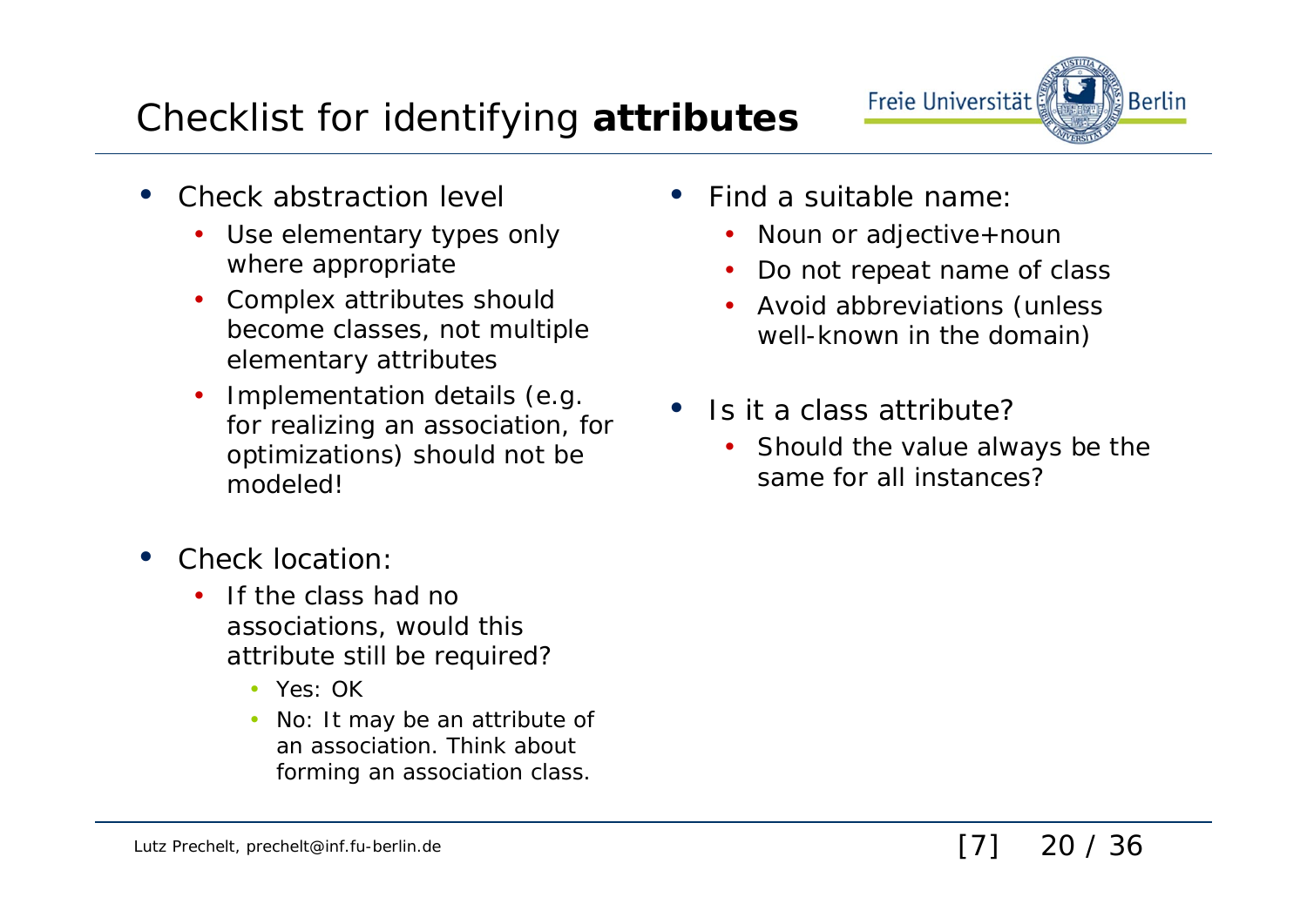# Checklist for identifying **attributes**

- Check abstraction level
  - Use elementary types only where appropriate
  - Complex attributes should become classes, not multiple elementary attributes
  - Implementation details (e.g. for realizing an association, for optimizations) should not be modeled!
- Check location:
  - If the class had no associations, would this attribute still be required?
    - Yes: OK
    - No: It may be an attribute of an association. Think about forming an association class.
- Find a suitable name:
  - Noun or adjective+noun
  - Do not repeat name of class
  - Avoid abbreviations (unless well-known in the domain)
- Is it a class attribute?
  - Should the value always be the same for all instances?

[7]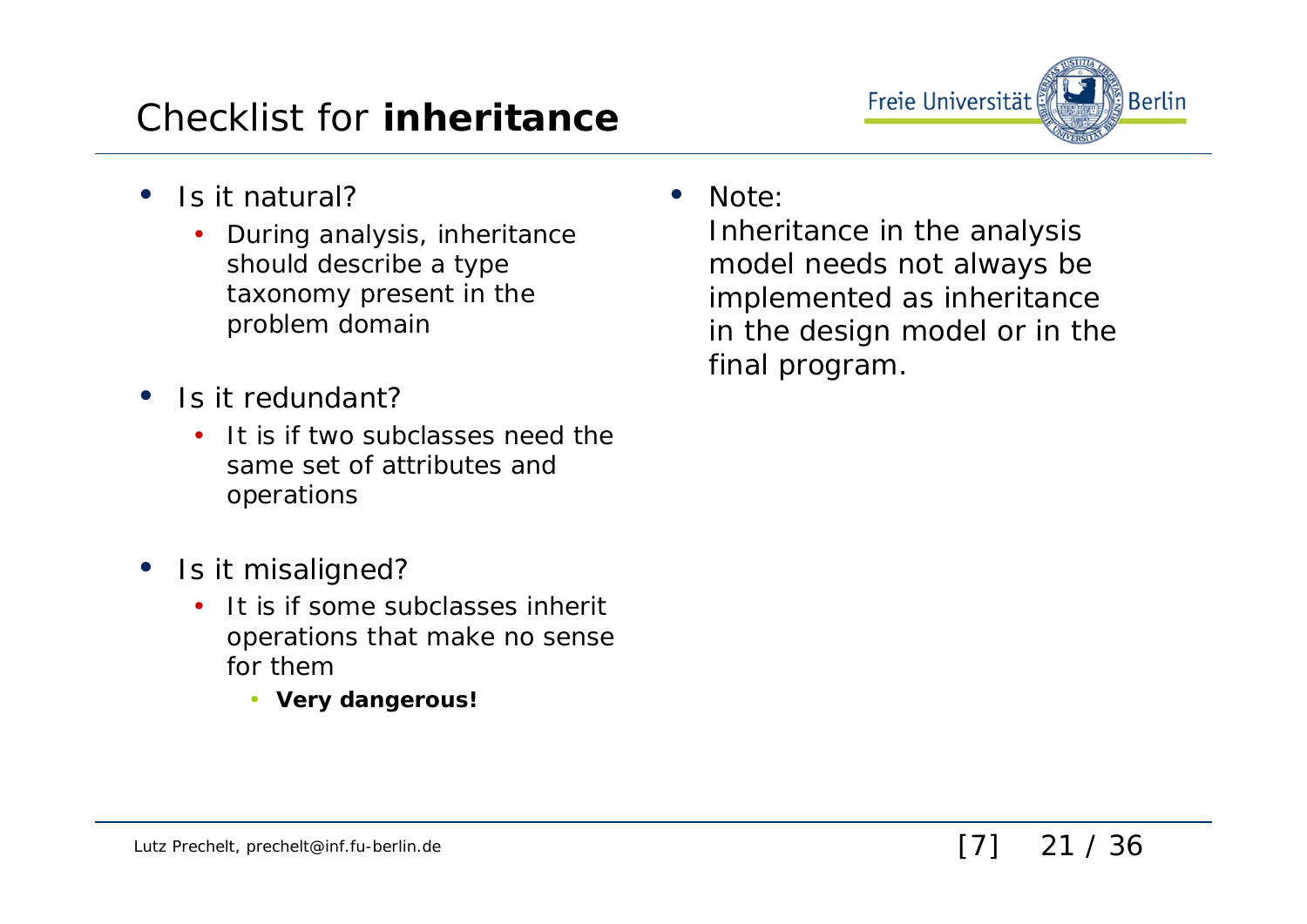# Checklist for **inheritance**

- Is it natural?
  - During analysis, inheritance should describe a type taxonomy present in the problem domain
- Is it redundant?
  - It is if two subclasses need the same set of attributes and operations
- Is it misaligned?
  - It is if some subclasses inherit operations that make no sense for them
    - **Very dangerous!**

- Note:
  Inheritance in the analysis model needs not always be implemented as inheritance in the design model or in the final program.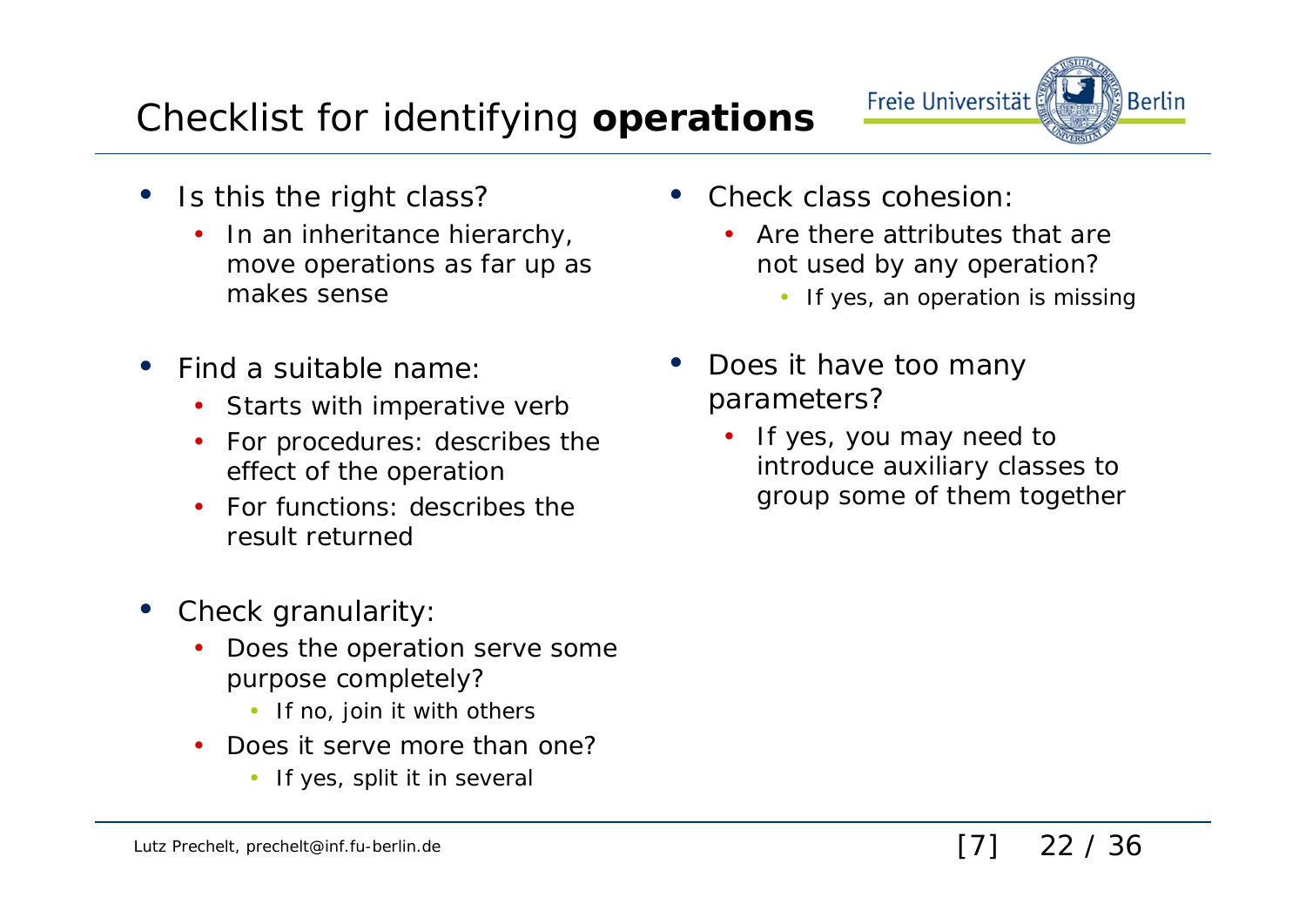# Checklist for identifying **operations**

- Is this the right class?
  - In an inheritance hierarchy, move operations as far up as makes sense
- Find a suitable name:
  - Starts with imperative verb
  - For procedures: describes the effect of the operation
  - For functions: describes the result returned
- Check granularity:
  - Does the operation serve some purpose completely?
    - If no, join it with others
  - Does it serve more than one?
    - If yes, split it in several
- Check class cohesion:
  - Are there attributes that are not used by any operation?
    - If yes, an operation is missing
- Does it have too many parameters?
  - If yes, you may need to introduce auxiliary classes to group some of them together

[7]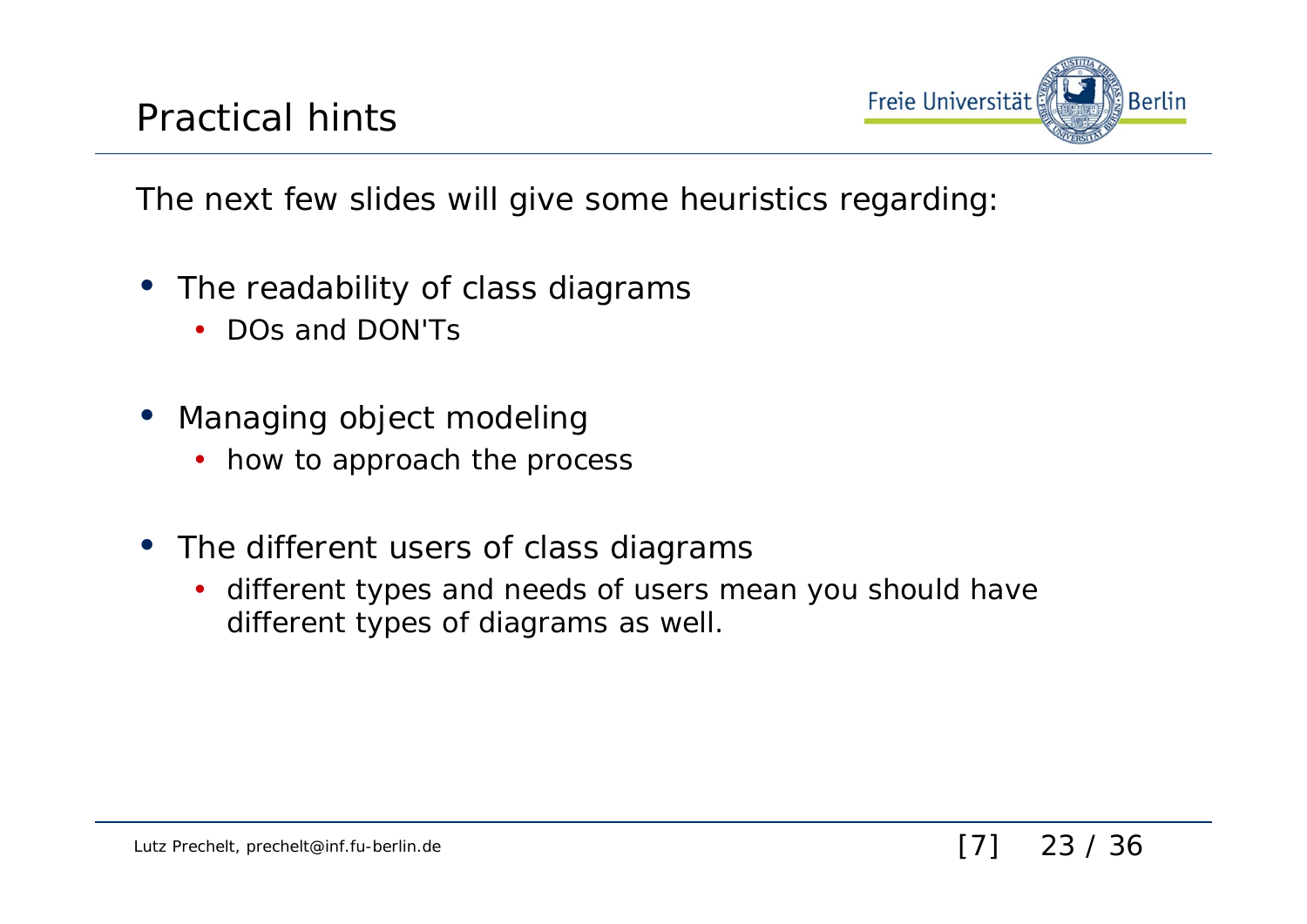# Practical hints

The next few slides will give some heuristics regarding:

- The readability of class diagrams
  - DOs and DON'Ts
- Managing object modeling
  - how to approach the process
- The different users of class diagrams
  - different types and needs of users mean you should have different types of diagrams as well.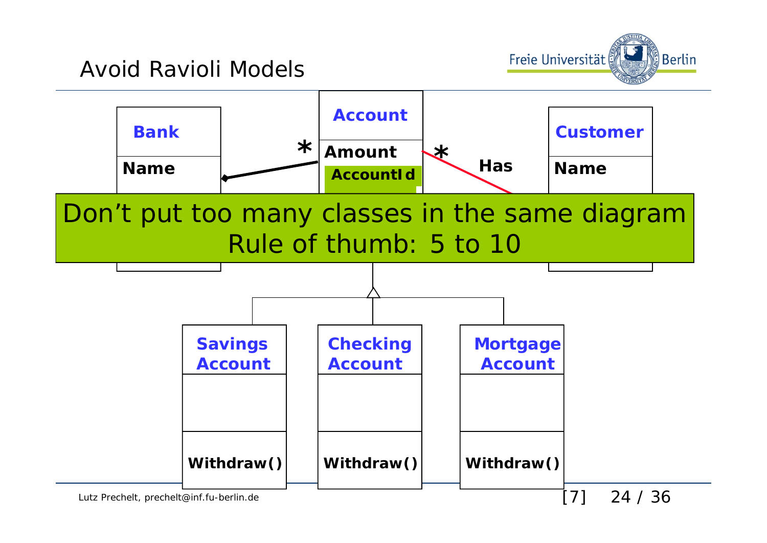# Avoid Ravioli Models

Bank

Name

Account

Amount

AccountId

Customer

Name

*

*

Has

Don't put too many classes in the same diagram
Rule of thumb: 5 to 10

Savings Account

Withdraw()

Checking Account

Withdraw()

Mortgage Account

Withdraw()

Lutz Prechelt, prechelt@inf.fu-berlin.de

[7]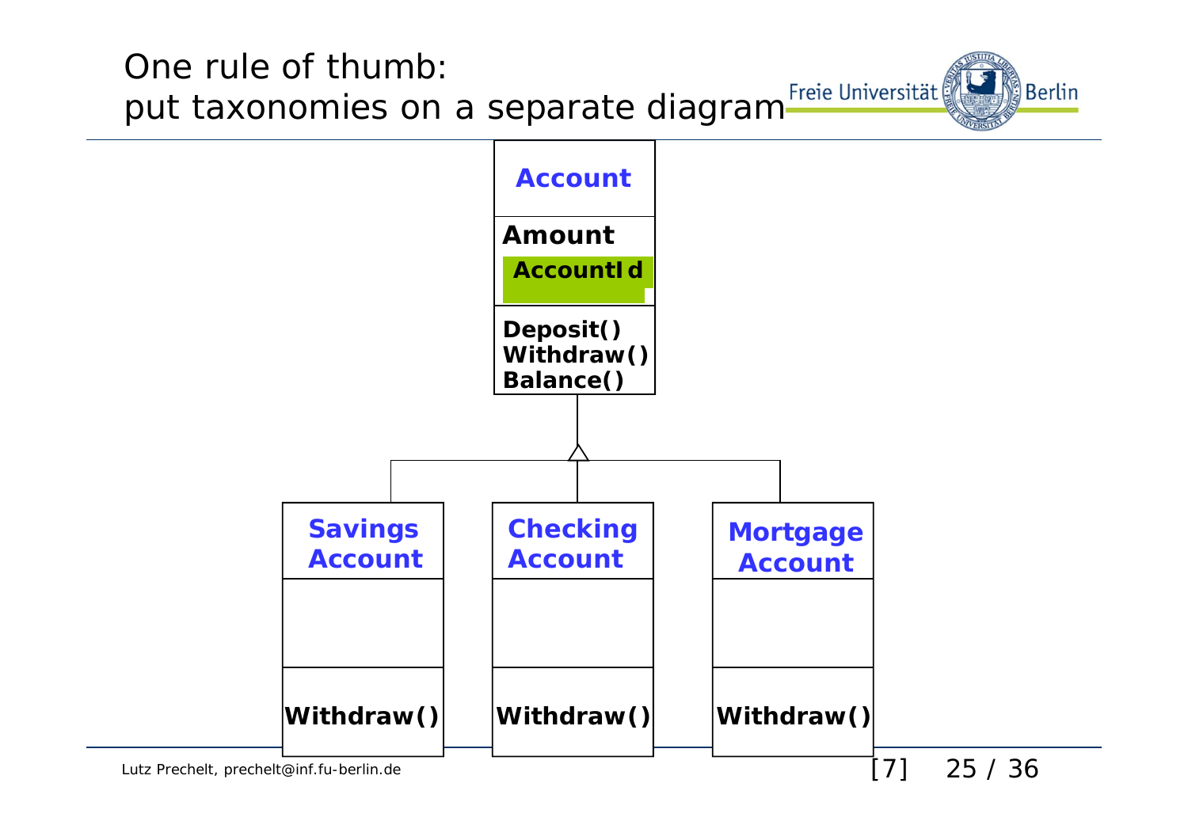# One rule of thumb: put taxonomies on a separate diagram

**Account**

- Attributes: **Amount**, **AccountId**
- Operations: **Deposit()**, **Withdraw()**, **Balance()**

Subclasses of Account:

- **Savings Account** — **Withdraw()**
- **Checking Account** — **Withdraw()**
- **Mortgage Account** — **Withdraw()**

[7]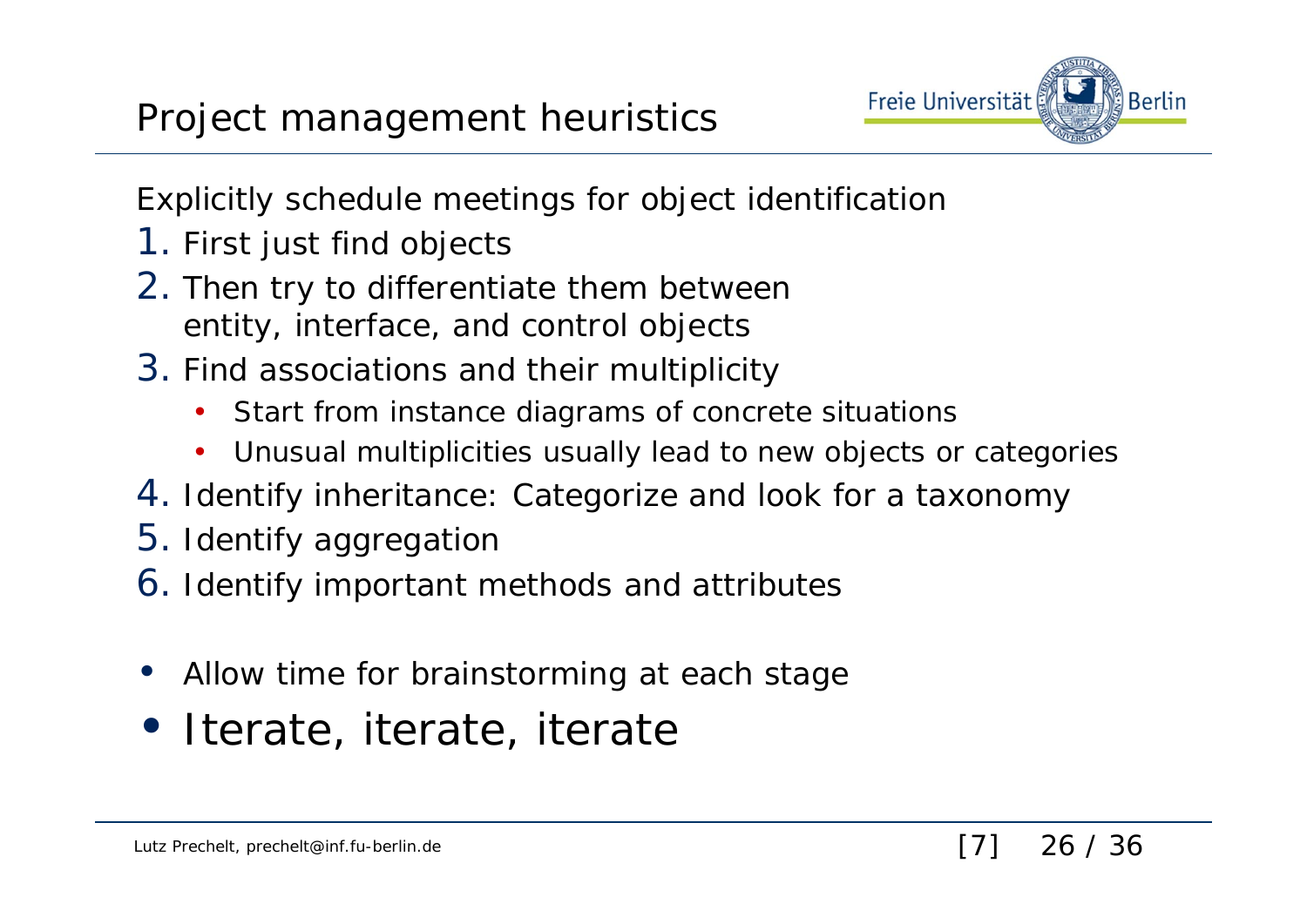# Project management heuristics

Explicitly schedule meetings for object identification

1. First just find objects
2. Then try to differentiate them between entity, interface, and control objects
3. Find associations and their multiplicity
   - Start from instance diagrams of concrete situations
   - Unusual multiplicities usually lead to new objects or categories
4. Identify inheritance: Categorize and look for a taxonomy
5. Identify aggregation
6. Identify important methods and attributes

- Allow time for brainstorming at each stage
- Iterate, iterate, iterate

[7]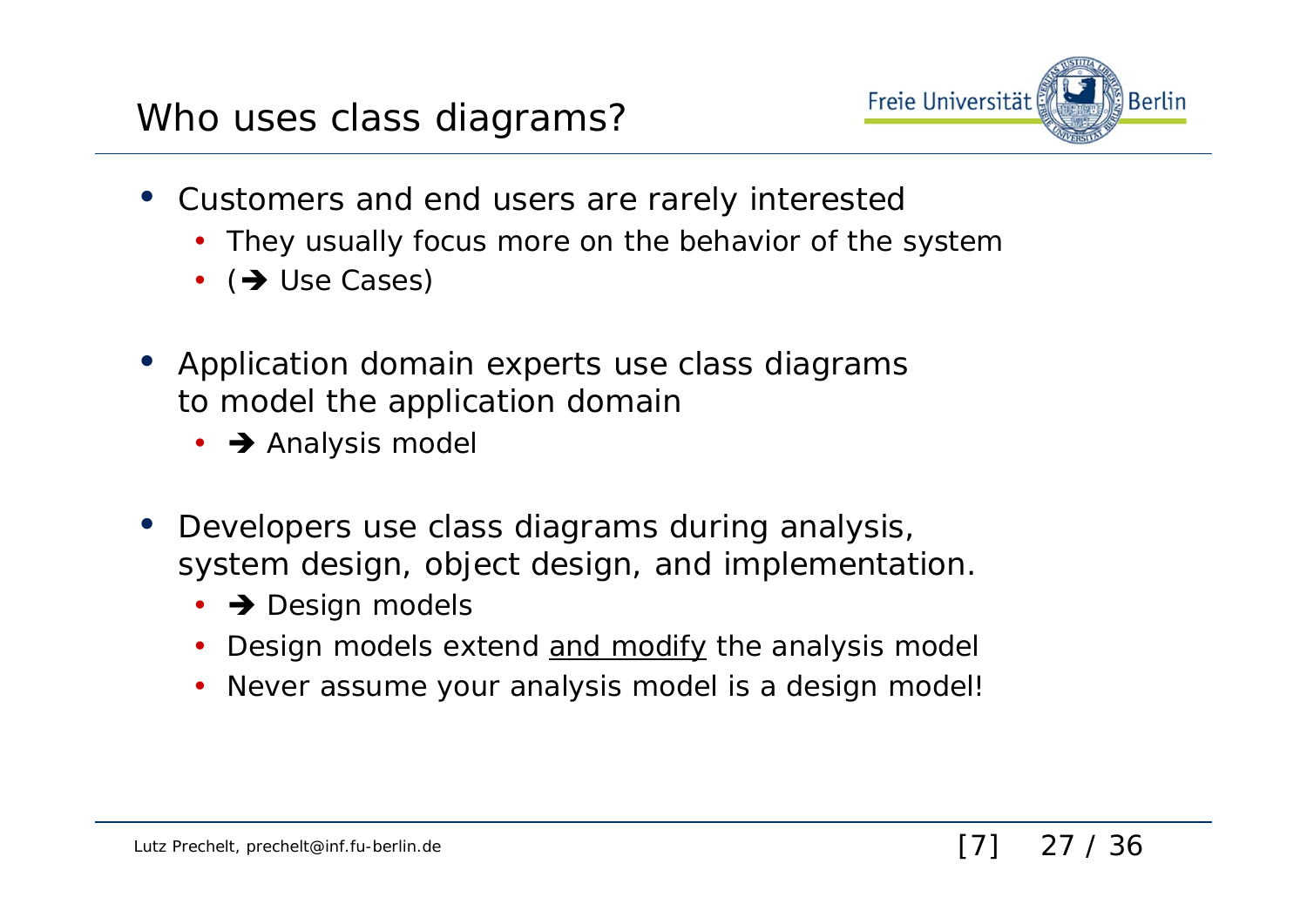# Who uses class diagrams?

- Customers and end users are rarely interested
  - They usually focus more on the behavior of the system
  - (➔ Use Cases)
- Application domain experts use class diagrams to model the application domain
  - ➔ Analysis model
- Developers use class diagrams during analysis, system design, object design, and implementation.
  - ➔ Design models
  - Design models extend <u>and modify</u> the analysis model
  - Never assume your analysis model is a design model!

[7]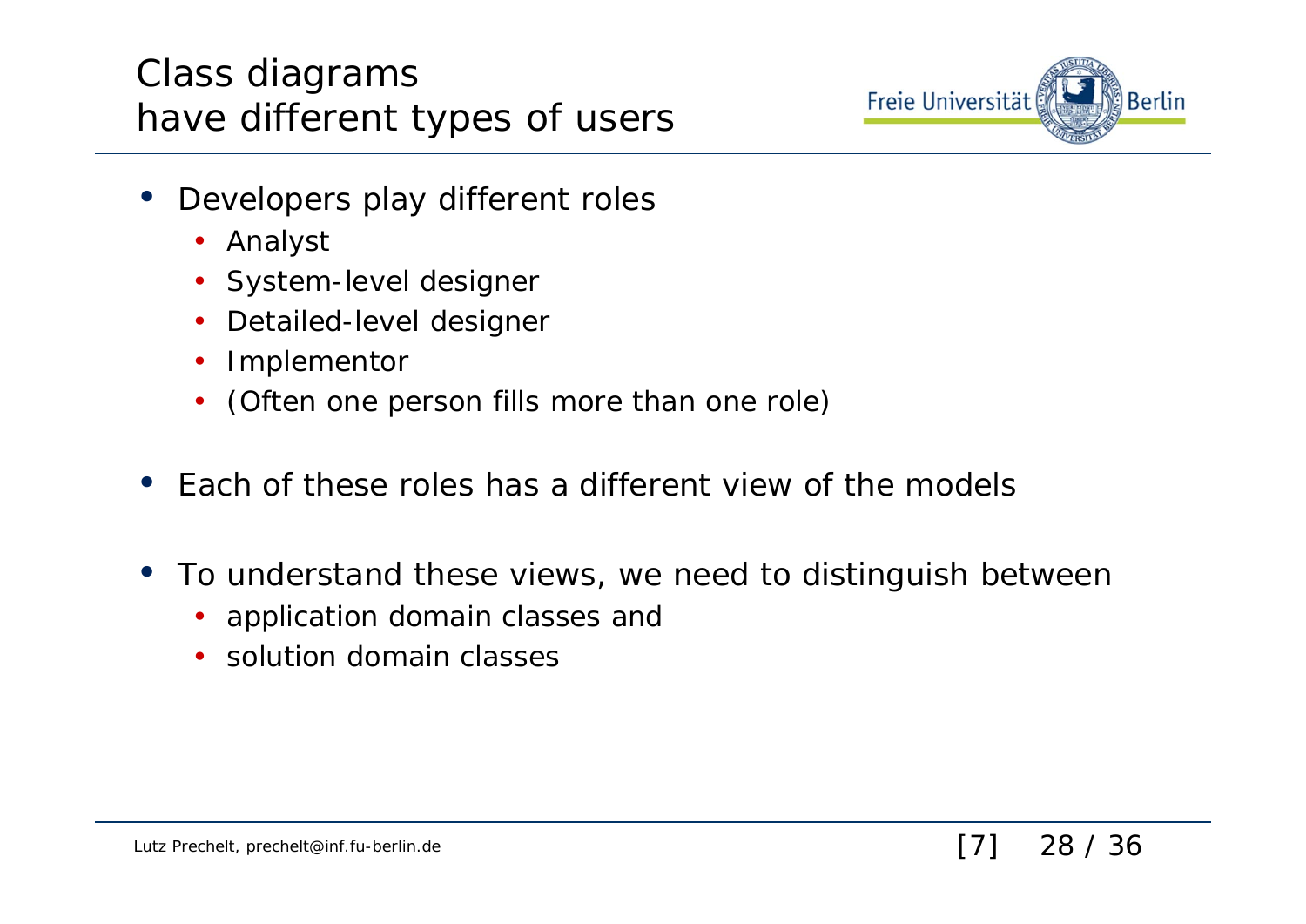# Class diagrams have different types of users

- Developers play different roles
  - Analyst
  - System-level designer
  - Detailed-level designer
  - Implementor
  - (Often one person fills more than one role)
- Each of these roles has a different view of the models
- To understand these views, we need to distinguish between
  - application domain classes and
  - solution domain classes

[7]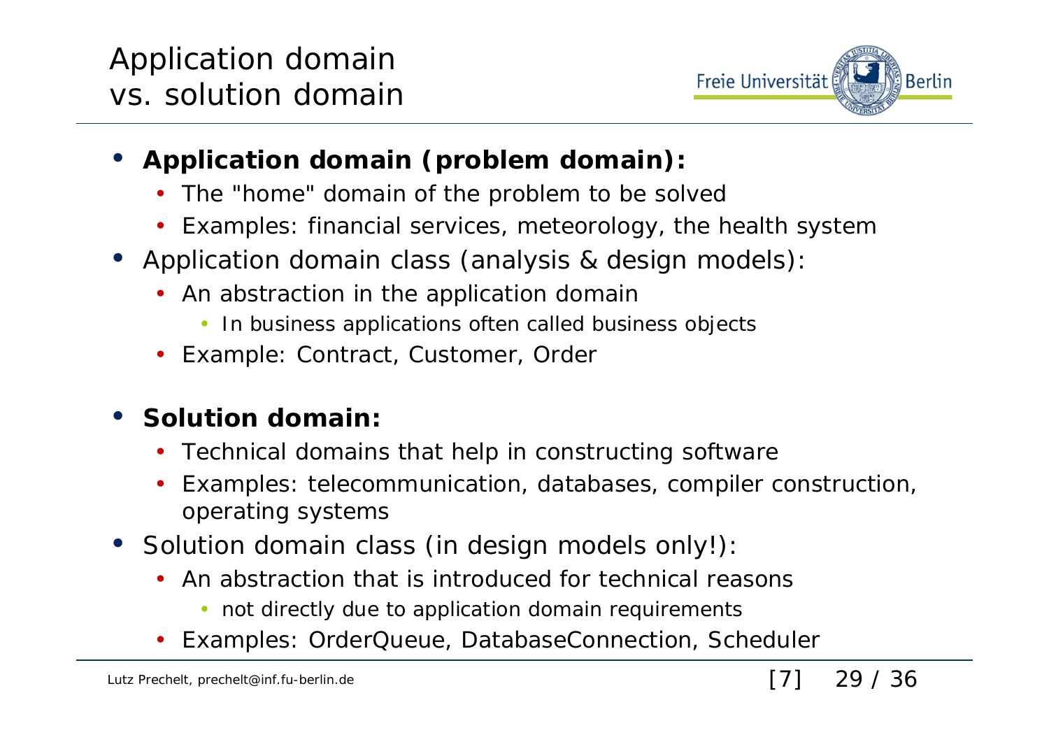# Application domain vs. solution domain

- **Application domain (problem domain):**
  - The "home" domain of the problem to be solved
  - Examples: financial services, meteorology, the health system
- Application domain class (analysis & design models):
  - An abstraction in the application domain
    - In business applications often called business objects
  - Example: Contract, Customer, Order

- **Solution domain:**
  - Technical domains that help in constructing software
  - Examples: telecommunication, databases, compiler construction, operating systems
- Solution domain class (in design models only!):
  - An abstraction that is introduced for technical reasons
    - not directly due to application domain requirements
  - Examples: OrderQueue, DatabaseConnection, Scheduler

[7]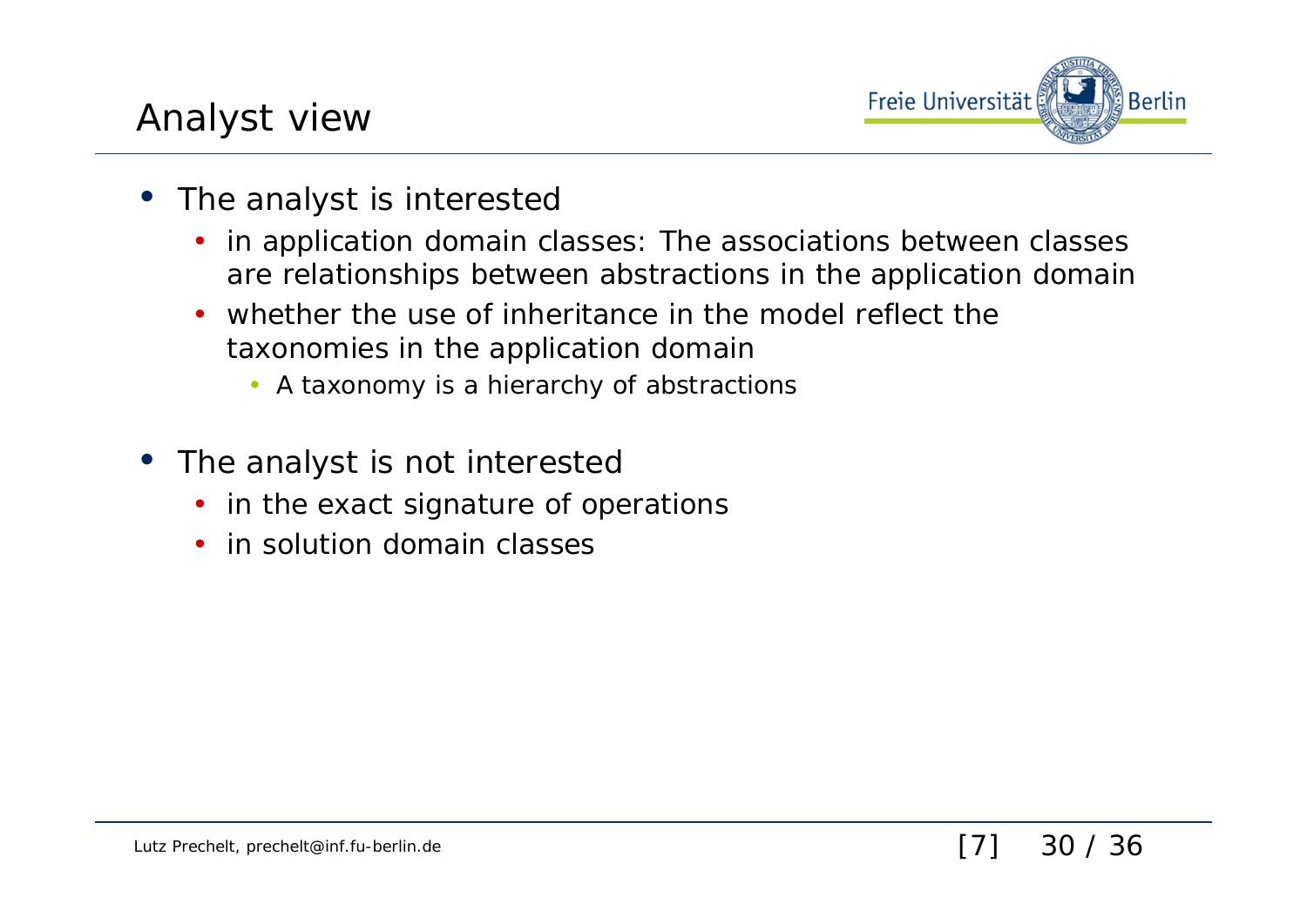# Analyst view

- The analyst is interested
  - in application domain classes: The associations between classes are relationships between abstractions in the application domain
  - whether the use of inheritance in the model reflect the taxonomies in the application domain
    - A taxonomy is a hierarchy of abstractions
- The analyst is not interested
  - in the exact signature of operations
  - in solution domain classes

[7]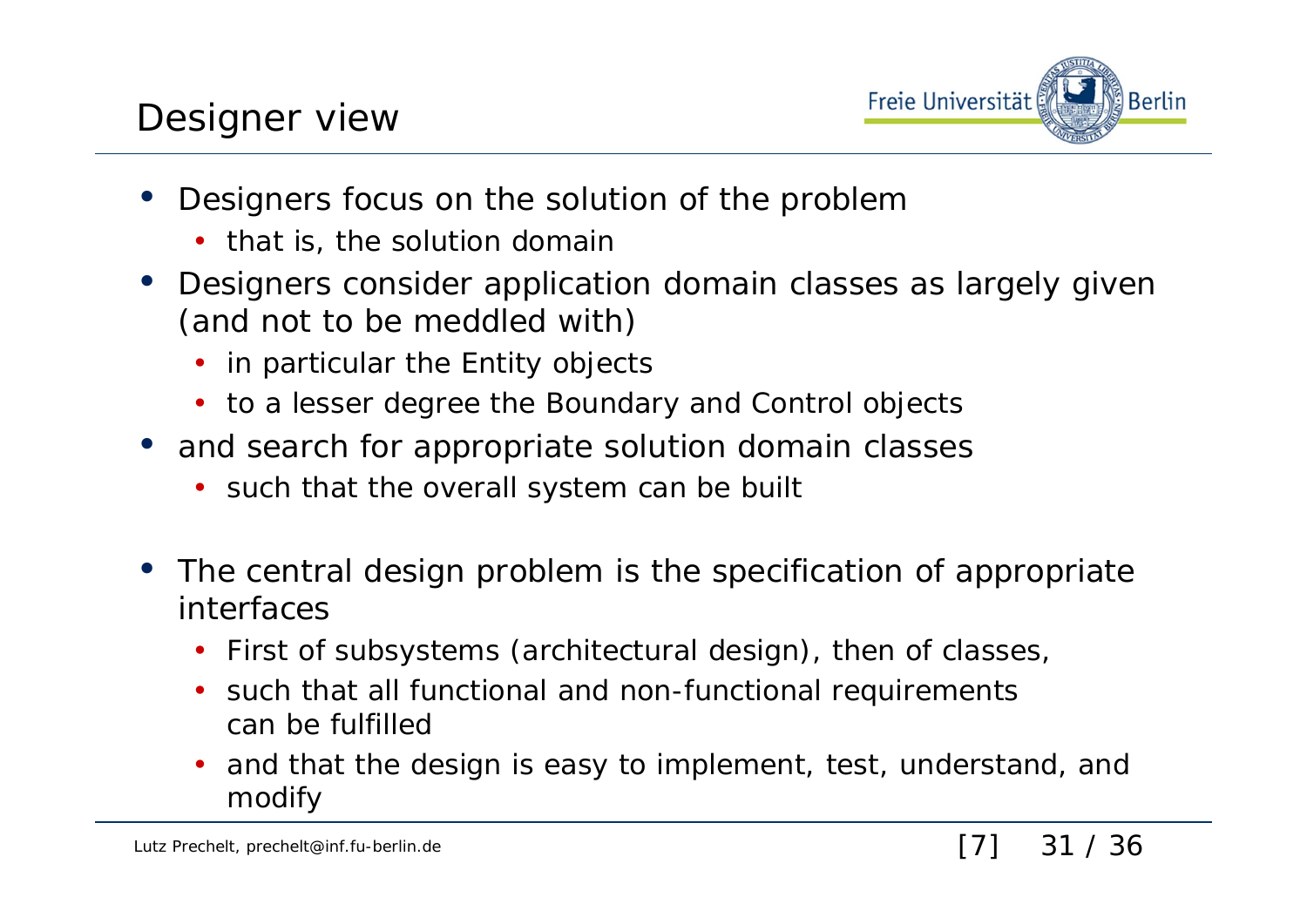# Designer view

- Designers focus on the solution of the problem
  - that is, the solution domain
- Designers consider application domain classes as largely given (and not to be meddled with)
  - in particular the Entity objects
  - to a lesser degree the Boundary and Control objects
- and search for appropriate solution domain classes
  - such that the overall system can be built

- The central design problem is the specification of appropriate interfaces
  - First of subsystems (architectural design), then of classes,
  - such that all functional and non-functional requirements can be fulfilled
  - and that the design is easy to implement, test, understand, and modify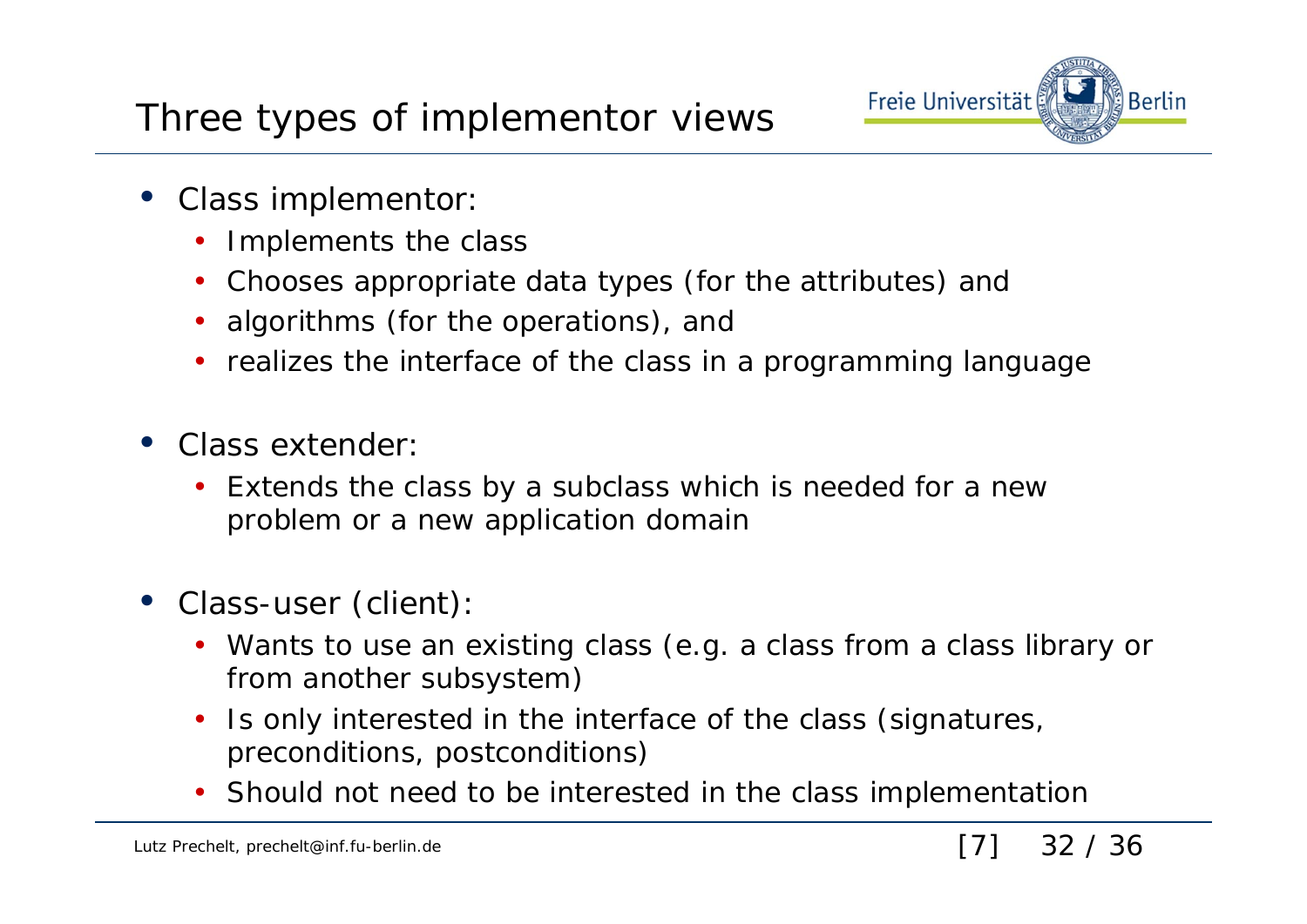# Three types of implementor views

- Class implementor:
  - Implements the class
  - Chooses appropriate data types (for the attributes) and
  - algorithms (for the operations), and
  - realizes the interface of the class in a programming language

- Class extender:
  - Extends the class by a subclass which is needed for a new problem or a new application domain

- Class-user (client):
  - Wants to use an existing class (e.g. a class from a class library or from another subsystem)
  - Is only interested in the interface of the class (signatures, preconditions, postconditions)
  - Should not need to be interested in the class implementation

[7]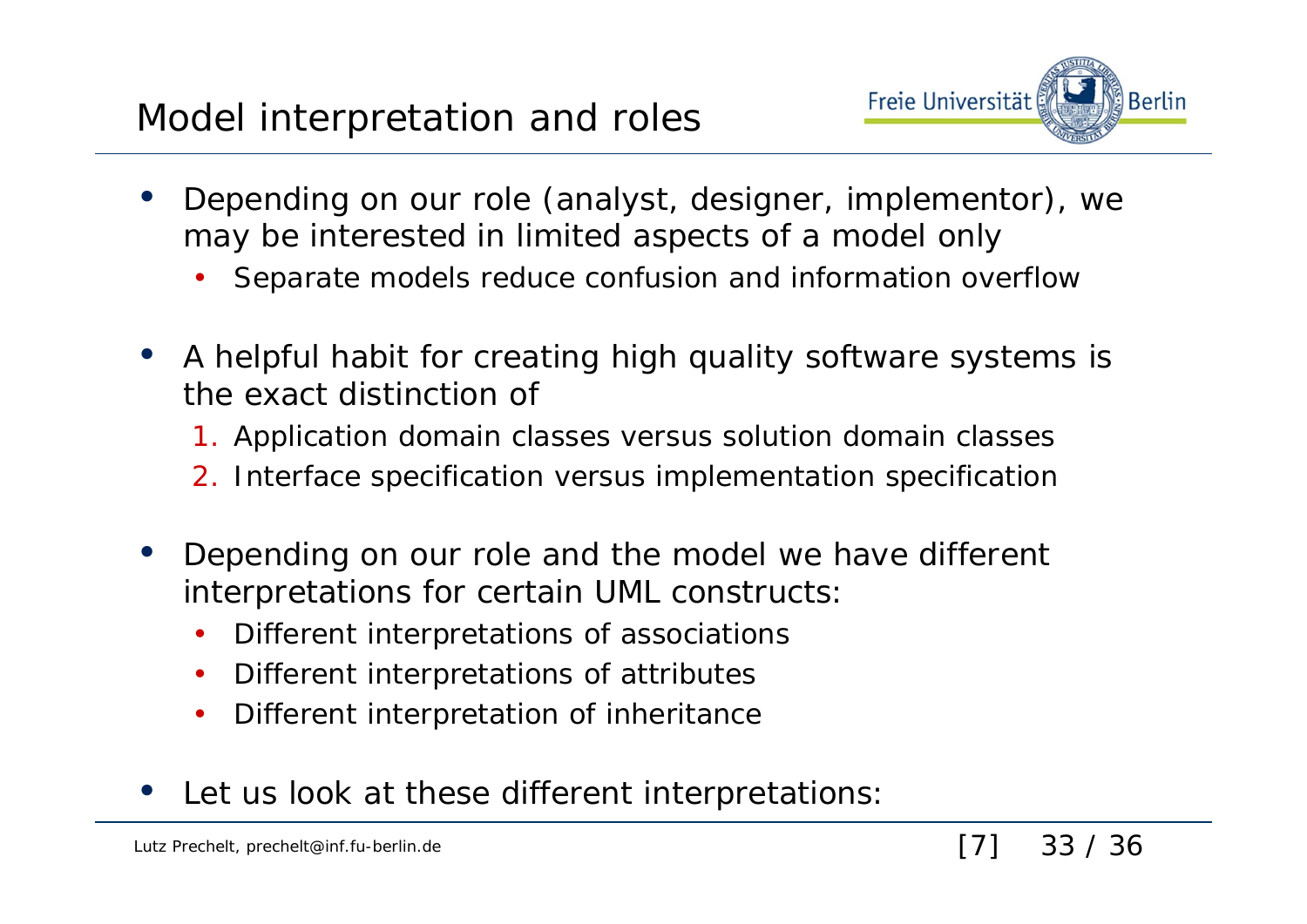# Model interpretation and roles

- Depending on our role (analyst, designer, implementor), we may be interested in limited aspects of a model only
  - Separate models reduce confusion and information overflow
- A helpful habit for creating high quality software systems is the exact distinction of
  1. Application domain classes versus solution domain classes
  2. Interface specification versus implementation specification
- Depending on our role and the model we have different interpretations for certain UML constructs:
  - Different interpretations of associations
  - Different interpretations of attributes
  - Different interpretation of inheritance
- Let us look at these different interpretations:

[7]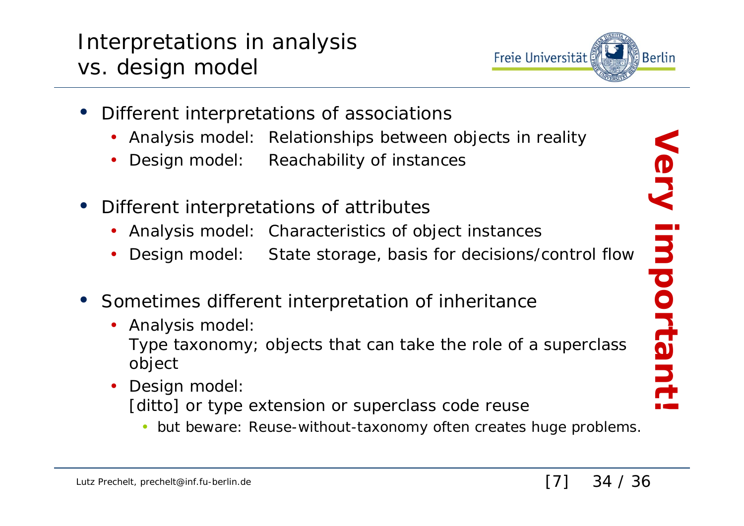# Interpretations in analysis vs. design model

- Different interpretations of associations
  - Analysis model: Relationships between objects in reality
  - Design model: Reachability of instances
- Different interpretations of attributes
  - Analysis model: Characteristics of object instances
  - Design model: State storage, basis for decisions/control flow
- Sometimes different interpretation of inheritance
  - Analysis model:
    Type taxonomy; objects that can take the role of a superclass object
  - Design model:
    [ditto] or type extension or superclass code reuse
    - but beware: Reuse-without-taxonomy often creates huge problems.

**Very important!**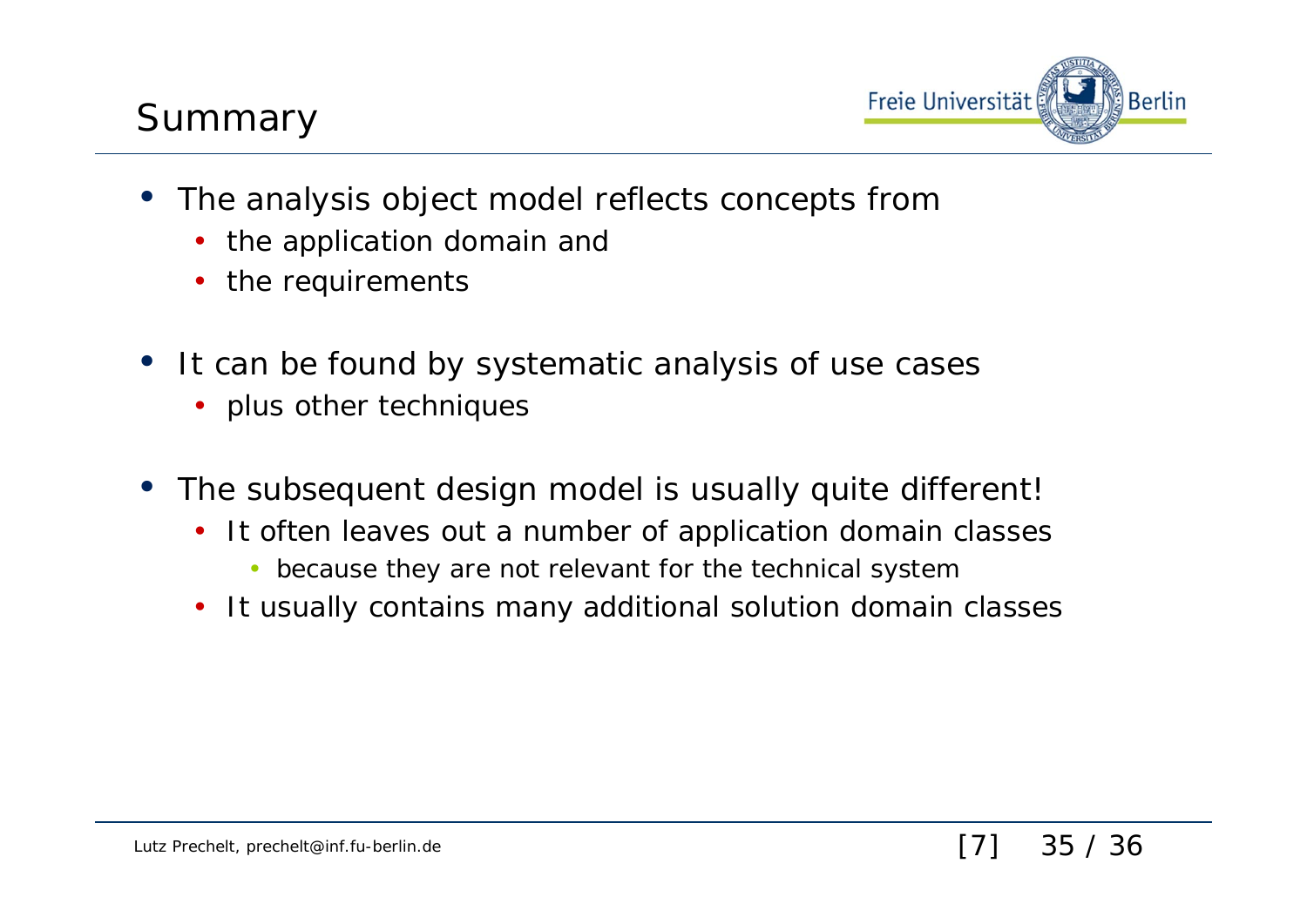# Summary

- The analysis object model reflects concepts from
  - the application domain and
  - the requirements
- It can be found by systematic analysis of use cases
  - plus other techniques
- The subsequent design model is usually quite different!
  - It often leaves out a number of application domain classes
    - because they are not relevant for the technical system
  - It usually contains many additional solution domain classes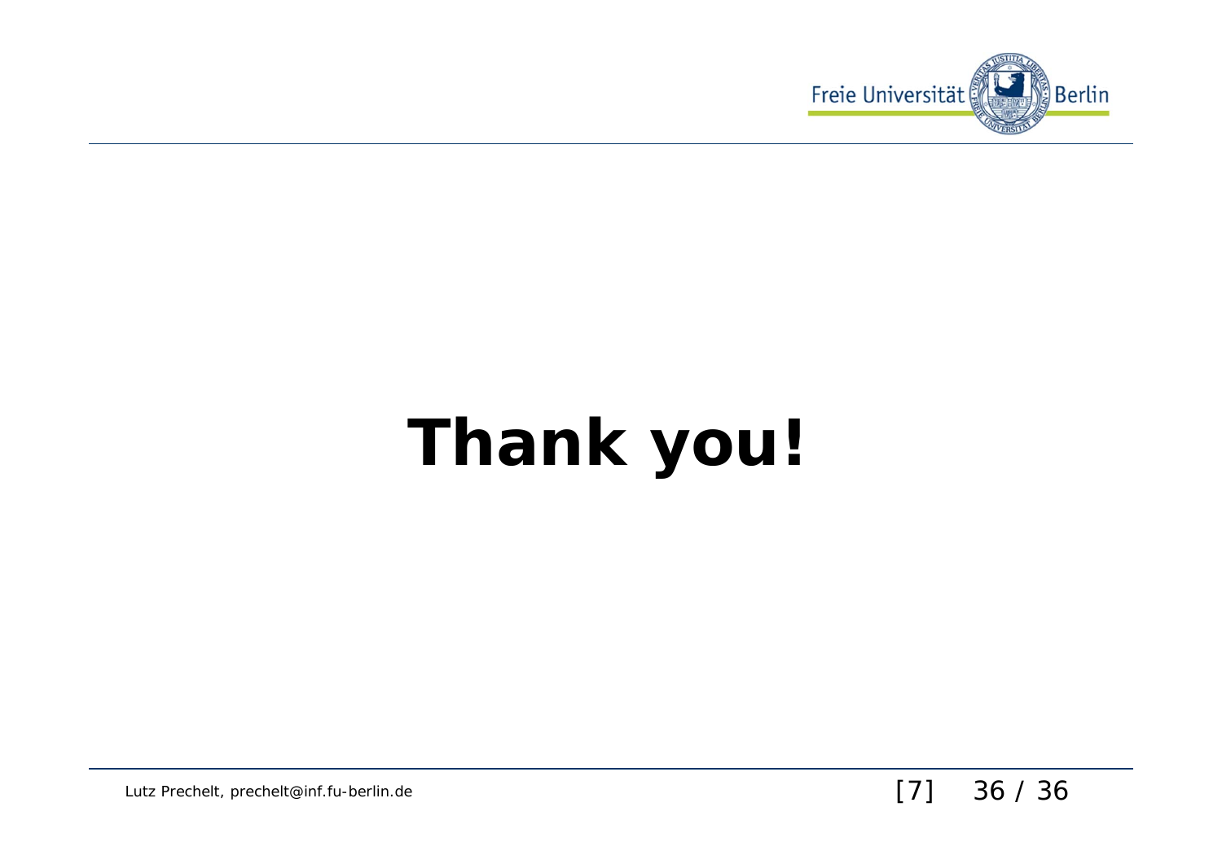# Thank you!